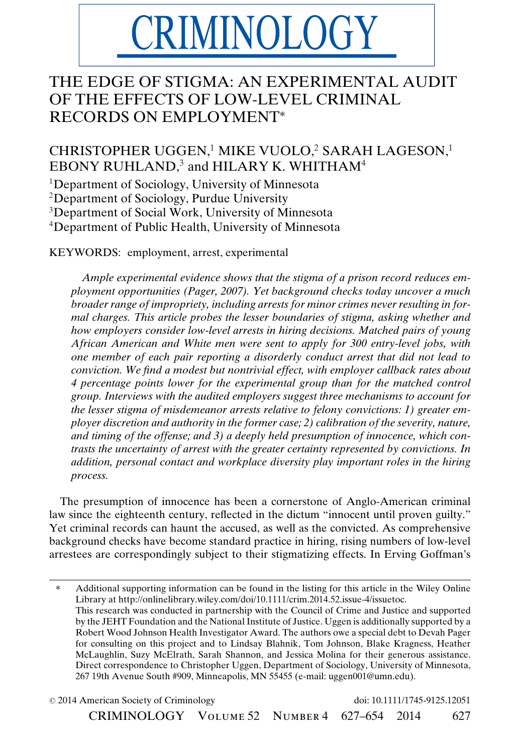# CRIMINOLOGY

# THE EDGE OF STIGMA: AN EXPERIMENTAL AUDIT OF THE EFFECTS OF LOW-LEVEL CRIMINAL RECORDS ON EMPLOYMENT*

CHRISTOPHER UGGEN,[1] MIKE VUOLO,[2] SARAH LAGESON,[1] EBONY RUHLAND,[3] and HILARY K. WHITHAM[4]

[1]Department of Sociology, University of Minnesota
[2]Department of Sociology, Purdue University
[3]Department of Social Work, University of Minnesota
[4]Department of Public Health, University of Minnesota

KEYWORDS: employment, arrest, experimental

*Ample experimental evidence shows that the stigma of a prison record reduces employment opportunities (Pager, 2007). Yet background checks today uncover a much broader range of impropriety, including arrests for minor crimes never resulting in formal charges. This article probes the lesser boundaries of stigma, asking whether and how employers consider low-level arrests in hiring decisions. Matched pairs of young African American and White men were sent to apply for 300 entry-level jobs, with one member of each pair reporting a disorderly conduct arrest that did not lead to conviction. We find a modest but nontrivial effect, with employer callback rates about 4 percentage points lower for the experimental group than for the matched control group. Interviews with the audited employers suggest three mechanisms to account for the lesser stigma of misdemeanor arrests relative to felony convictions: 1) greater employer discretion and authority in the former case; 2) calibration of the severity, nature, and timing of the offense; and 3) a deeply held presumption of innocence, which contrasts the uncertainty of arrest with the greater certainty represented by convictions. In addition, personal contact and workplace diversity play important roles in the hiring process.*

The presumption of innocence has been a cornerstone of Anglo-American criminal law since the eighteenth century, reflected in the dictum "innocent until proven guilty." Yet criminal records can haunt the accused, as well as the convicted. As comprehensive background checks have become standard practice in hiring, rising numbers of low-level arrestees are correspondingly subject to their stigmatizing effects. In Erving Goffman's

---

\* Additional supporting information can be found in the listing for this article in the Wiley Online Library at http://onlinelibrary.wiley.com/doi/10.1111/crim.2014.52.issue-4/issuetoc.
This research was conducted in partnership with the Council of Crime and Justice and supported by the JEHT Foundation and the National Institute of Justice. Uggen is additionally supported by a Robert Wood Johnson Health Investigator Award. The authors owe a special debt to Devah Pager for consulting on this project and to Lindsay Blahnik, Tom Johnson, Blake Kragness, Heather McLaughlin, Suzy McElrath, Sarah Shannon, and Jessica Molina for their generous assistance. Direct correspondence to Christopher Uggen, Department of Sociology, University of Minnesota, 267 19th Avenue South #909, Minneapolis, MN 55455 (e-mail: uggen001@umn.edu).

© 2014 American Society of Criminology doi: 10.1111/1745-9125.12051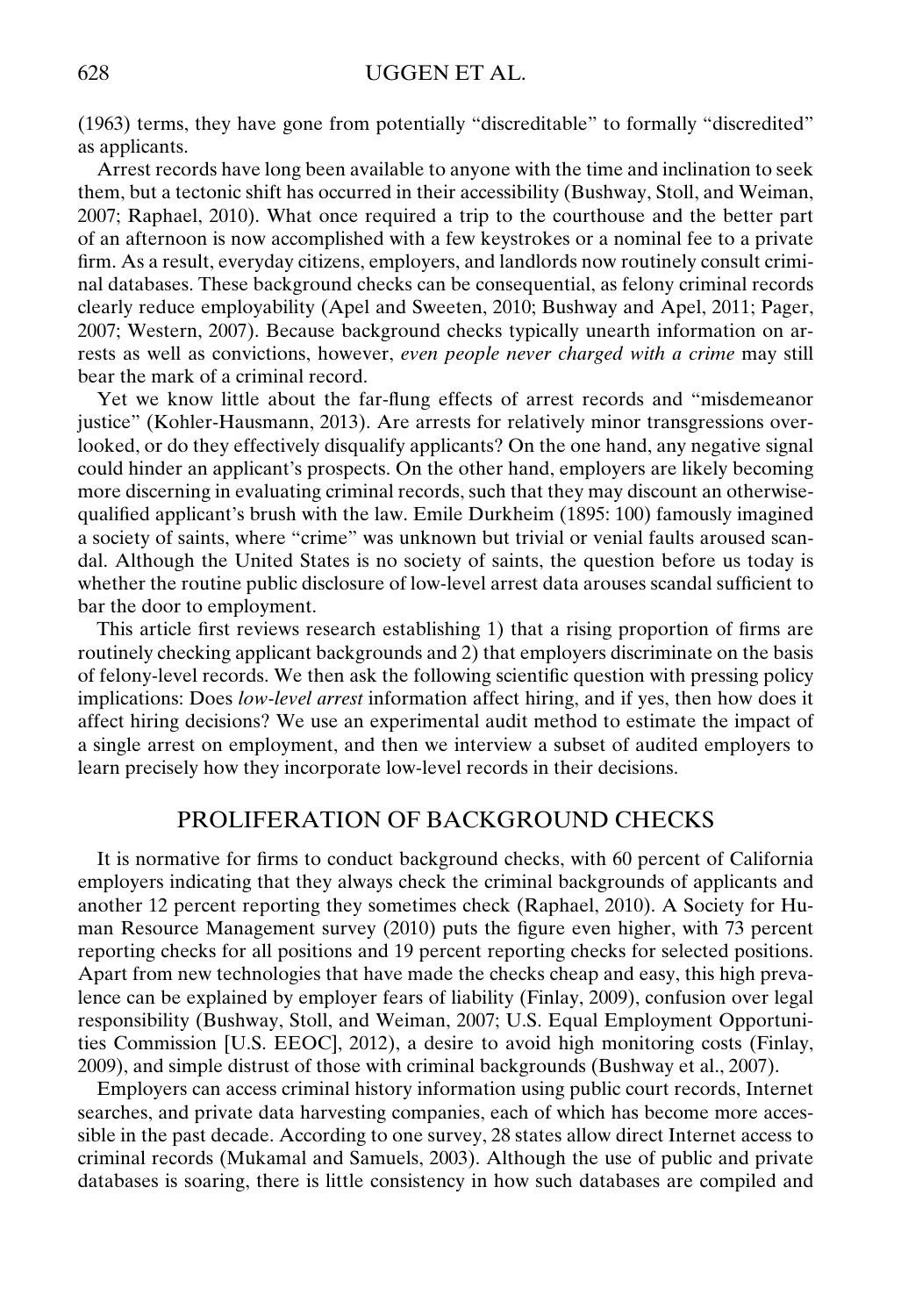(1963) terms, they have gone from potentially "discreditable" to formally "discredited" as applicants.

Arrest records have long been available to anyone with the time and inclination to seek them, but a tectonic shift has occurred in their accessibility (Bushway, Stoll, and Weiman, 2007; Raphael, 2010). What once required a trip to the courthouse and the better part of an afternoon is now accomplished with a few keystrokes or a nominal fee to a private firm. As a result, everyday citizens, employers, and landlords now routinely consult criminal databases. These background checks can be consequential, as felony criminal records clearly reduce employability (Apel and Sweeten, 2010; Bushway and Apel, 2011; Pager, 2007; Western, 2007). Because background checks typically unearth information on arrests as well as convictions, however, *even people never charged with a crime* may still bear the mark of a criminal record.

Yet we know little about the far-flung effects of arrest records and "misdemeanor justice" (Kohler-Hausmann, 2013). Are arrests for relatively minor transgressions overlooked, or do they effectively disqualify applicants? On the one hand, any negative signal could hinder an applicant's prospects. On the other hand, employers are likely becoming more discerning in evaluating criminal records, such that they may discount an otherwise-qualified applicant's brush with the law. Emile Durkheim (1895: 100) famously imagined a society of saints, where "crime" was unknown but trivial or venial faults aroused scandal. Although the United States is no society of saints, the question before us today is whether the routine public disclosure of low-level arrest data arouses scandal sufficient to bar the door to employment.

This article first reviews research establishing 1) that a rising proportion of firms are routinely checking applicant backgrounds and 2) that employers discriminate on the basis of felony-level records. We then ask the following scientific question with pressing policy implications: Does *low-level arrest* information affect hiring, and if yes, then how does it affect hiring decisions? We use an experimental audit method to estimate the impact of a single arrest on employment, and then we interview a subset of audited employers to learn precisely how they incorporate low-level records in their decisions.

## PROLIFERATION OF BACKGROUND CHECKS

It is normative for firms to conduct background checks, with 60 percent of California employers indicating that they always check the criminal backgrounds of applicants and another 12 percent reporting they sometimes check (Raphael, 2010). A Society for Human Resource Management survey (2010) puts the figure even higher, with 73 percent reporting checks for all positions and 19 percent reporting checks for selected positions. Apart from new technologies that have made the checks cheap and easy, this high prevalence can be explained by employer fears of liability (Finlay, 2009), confusion over legal responsibility (Bushway, Stoll, and Weiman, 2007; U.S. Equal Employment Opportunities Commission [U.S. EEOC], 2012), a desire to avoid high monitoring costs (Finlay, 2009), and simple distrust of those with criminal backgrounds (Bushway et al., 2007).

Employers can access criminal history information using public court records, Internet searches, and private data harvesting companies, each of which has become more accessible in the past decade. According to one survey, 28 states allow direct Internet access to criminal records (Mukamal and Samuels, 2003). Although the use of public and private databases is soaring, there is little consistency in how such databases are compiled and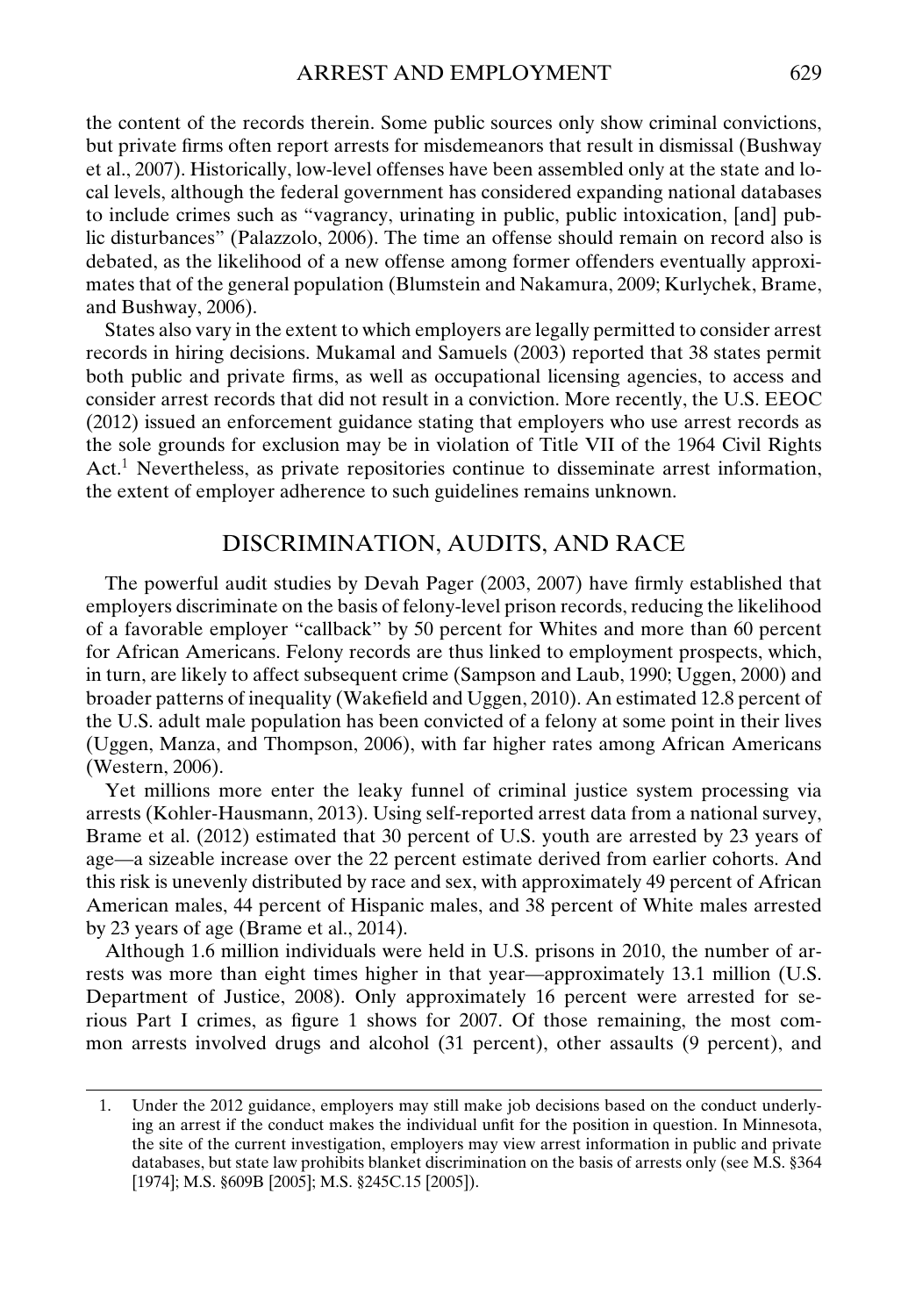the content of the records therein. Some public sources only show criminal convictions, but private firms often report arrests for misdemeanors that result in dismissal (Bushway et al., 2007). Historically, low-level offenses have been assembled only at the state and local levels, although the federal government has considered expanding national databases to include crimes such as "vagrancy, urinating in public, public intoxication, [and] public disturbances" (Palazzolo, 2006). The time an offense should remain on record also is debated, as the likelihood of a new offense among former offenders eventually approximates that of the general population (Blumstein and Nakamura, 2009; Kurlychek, Brame, and Bushway, 2006).

States also vary in the extent to which employers are legally permitted to consider arrest records in hiring decisions. Mukamal and Samuels (2003) reported that 38 states permit both public and private firms, as well as occupational licensing agencies, to access and consider arrest records that did not result in a conviction. More recently, the U.S. EEOC (2012) issued an enforcement guidance stating that employers who use arrest records as the sole grounds for exclusion may be in violation of Title VII of the 1964 Civil Rights Act.[1] Nevertheless, as private repositories continue to disseminate arrest information, the extent of employer adherence to such guidelines remains unknown.

## DISCRIMINATION, AUDITS, AND RACE

The powerful audit studies by Devah Pager (2003, 2007) have firmly established that employers discriminate on the basis of felony-level prison records, reducing the likelihood of a favorable employer "callback" by 50 percent for Whites and more than 60 percent for African Americans. Felony records are thus linked to employment prospects, which, in turn, are likely to affect subsequent crime (Sampson and Laub, 1990; Uggen, 2000) and broader patterns of inequality (Wakefield and Uggen, 2010). An estimated 12.8 percent of the U.S. adult male population has been convicted of a felony at some point in their lives (Uggen, Manza, and Thompson, 2006), with far higher rates among African Americans (Western, 2006).

Yet millions more enter the leaky funnel of criminal justice system processing via arrests (Kohler-Hausmann, 2013). Using self-reported arrest data from a national survey, Brame et al. (2012) estimated that 30 percent of U.S. youth are arrested by 23 years of age—a sizeable increase over the 22 percent estimate derived from earlier cohorts. And this risk is unevenly distributed by race and sex, with approximately 49 percent of African American males, 44 percent of Hispanic males, and 38 percent of White males arrested by 23 years of age (Brame et al., 2014).

Although 1.6 million individuals were held in U.S. prisons in 2010, the number of arrests was more than eight times higher in that year—approximately 13.1 million (U.S. Department of Justice, 2008). Only approximately 16 percent were arrested for serious Part I crimes, as figure 1 shows for 2007. Of those remaining, the most common arrests involved drugs and alcohol (31 percent), other assaults (9 percent), and

1. Under the 2012 guidance, employers may still make job decisions based on the conduct underlying an arrest if the conduct makes the individual unfit for the position in question. In Minnesota, the site of the current investigation, employers may view arrest information in public and private databases, but state law prohibits blanket discrimination on the basis of arrests only (see M.S. §364 [1974]; M.S. §609B [2005]; M.S. §245C.15 [2005]).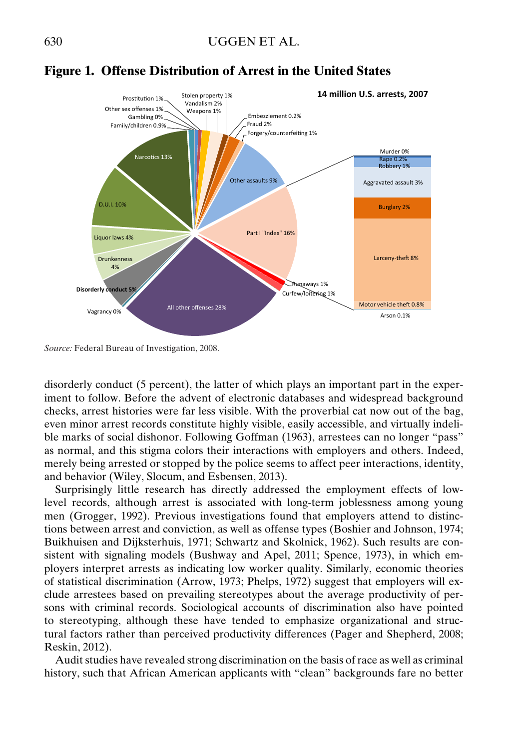**Figure 1. Offense Distribution of Arrest in the United States**

*Source:* Federal Bureau of Investigation, 2008.

disorderly conduct (5 percent), the latter of which plays an important part in the experiment to follow. Before the advent of electronic databases and widespread background checks, arrest histories were far less visible. With the proverbial cat now out of the bag, even minor arrest records constitute highly visible, easily accessible, and virtually indelible marks of social dishonor. Following Goffman (1963), arrestees can no longer "pass" as normal, and this stigma colors their interactions with employers and others. Indeed, merely being arrested or stopped by the police seems to affect peer interactions, identity, and behavior (Wiley, Slocum, and Esbensen, 2013).

Surprisingly little research has directly addressed the employment effects of low-level records, although arrest is associated with long-term joblessness among young men (Grogger, 1992). Previous investigations found that employers attend to distinctions between arrest and conviction, as well as offense types (Boshier and Johnson, 1974; Buikhuisen and Dijksterhuis, 1971; Schwartz and Skolnick, 1962). Such results are consistent with signaling models (Bushway and Apel, 2011; Spence, 1973), in which employers interpret arrests as indicating low worker quality. Similarly, economic theories of statistical discrimination (Arrow, 1973; Phelps, 1972) suggest that employers will exclude arrestees based on prevailing stereotypes about the average productivity of persons with criminal records. Sociological accounts of discrimination also have pointed to stereotyping, although these have tended to emphasize organizational and structural factors rather than perceived productivity differences (Pager and Shepherd, 2008; Reskin, 2012).

Audit studies have revealed strong discrimination on the basis of race as well as criminal history, such that African American applicants with "clean" backgrounds fare no better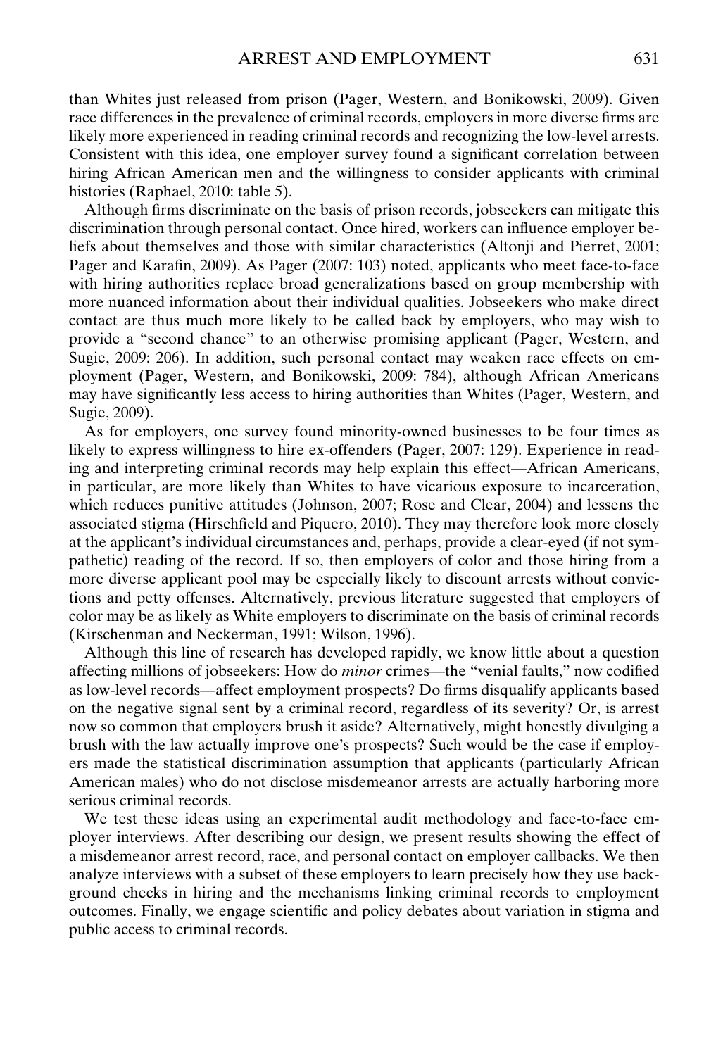than Whites just released from prison (Pager, Western, and Bonikowski, 2009). Given race differences in the prevalence of criminal records, employers in more diverse firms are likely more experienced in reading criminal records and recognizing the low-level arrests. Consistent with this idea, one employer survey found a significant correlation between hiring African American men and the willingness to consider applicants with criminal histories (Raphael, 2010: table 5).

Although firms discriminate on the basis of prison records, jobseekers can mitigate this discrimination through personal contact. Once hired, workers can influence employer beliefs about themselves and those with similar characteristics (Altonji and Pierret, 2001; Pager and Karafin, 2009). As Pager (2007: 103) noted, applicants who meet face-to-face with hiring authorities replace broad generalizations based on group membership with more nuanced information about their individual qualities. Jobseekers who make direct contact are thus much more likely to be called back by employers, who may wish to provide a "second chance" to an otherwise promising applicant (Pager, Western, and Sugie, 2009: 206). In addition, such personal contact may weaken race effects on employment (Pager, Western, and Bonikowski, 2009: 784), although African Americans may have significantly less access to hiring authorities than Whites (Pager, Western, and Sugie, 2009).

As for employers, one survey found minority-owned businesses to be four times as likely to express willingness to hire ex-offenders (Pager, 2007: 129). Experience in reading and interpreting criminal records may help explain this effect—African Americans, in particular, are more likely than Whites to have vicarious exposure to incarceration, which reduces punitive attitudes (Johnson, 2007; Rose and Clear, 2004) and lessens the associated stigma (Hirschfield and Piquero, 2010). They may therefore look more closely at the applicant's individual circumstances and, perhaps, provide a clear-eyed (if not sympathetic) reading of the record. If so, then employers of color and those hiring from a more diverse applicant pool may be especially likely to discount arrests without convictions and petty offenses. Alternatively, previous literature suggested that employers of color may be as likely as White employers to discriminate on the basis of criminal records (Kirschenman and Neckerman, 1991; Wilson, 1996).

Although this line of research has developed rapidly, we know little about a question affecting millions of jobseekers: How do *minor* crimes—the "venial faults," now codified as low-level records—affect employment prospects? Do firms disqualify applicants based on the negative signal sent by a criminal record, regardless of its severity? Or, is arrest now so common that employers brush it aside? Alternatively, might honestly divulging a brush with the law actually improve one's prospects? Such would be the case if employers made the statistical discrimination assumption that applicants (particularly African American males) who do not disclose misdemeanor arrests are actually harboring more serious criminal records.

We test these ideas using an experimental audit methodology and face-to-face employer interviews. After describing our design, we present results showing the effect of a misdemeanor arrest record, race, and personal contact on employer callbacks. We then analyze interviews with a subset of these employers to learn precisely how they use background checks in hiring and the mechanisms linking criminal records to employment outcomes. Finally, we engage scientific and policy debates about variation in stigma and public access to criminal records.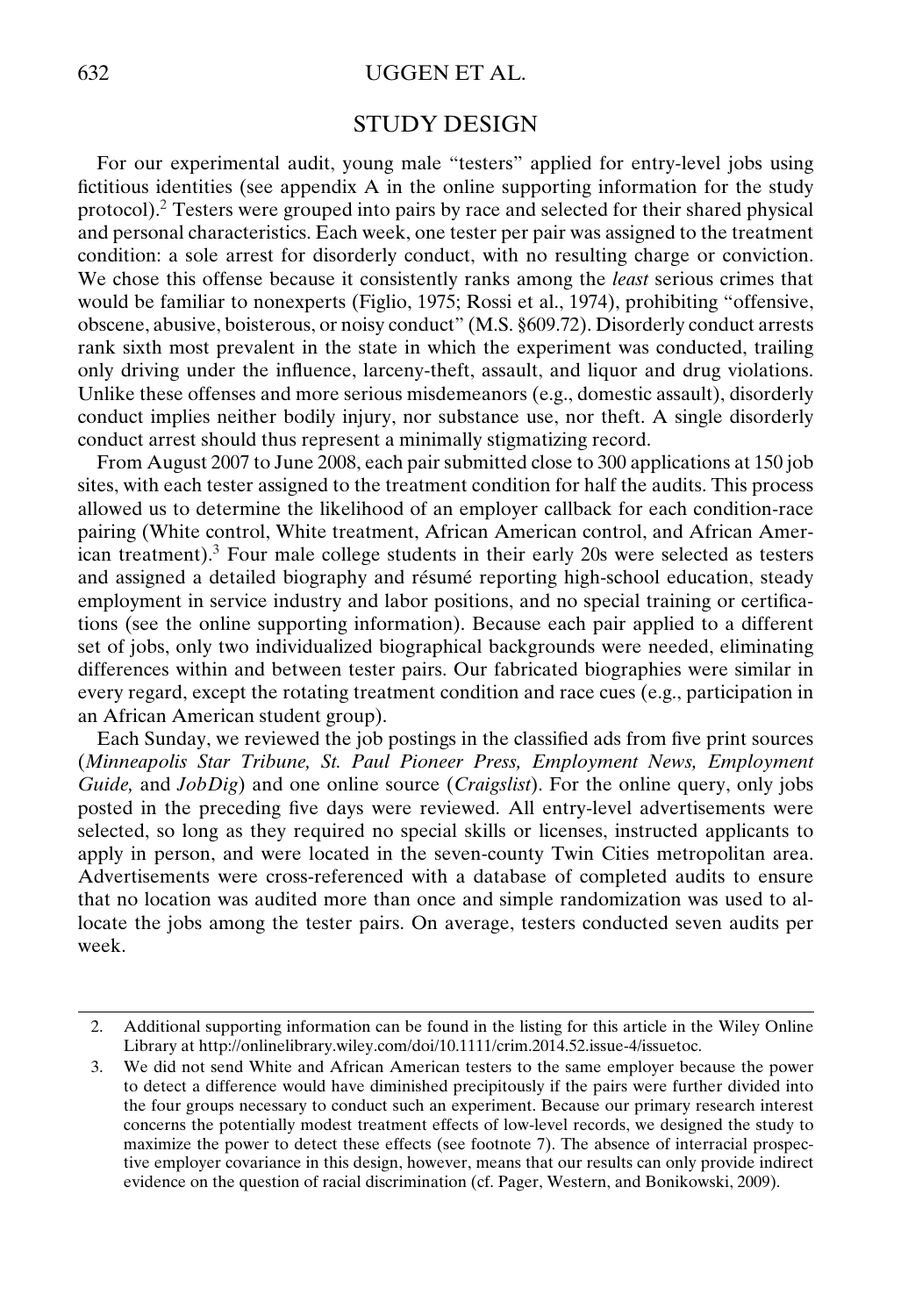## STUDY DESIGN

For our experimental audit, young male "testers" applied for entry-level jobs using fictitious identities (see appendix A in the online supporting information for the study protocol).[2] Testers were grouped into pairs by race and selected for their shared physical and personal characteristics. Each week, one tester per pair was assigned to the treatment condition: a sole arrest for disorderly conduct, with no resulting charge or conviction. We chose this offense because it consistently ranks among the *least* serious crimes that would be familiar to nonexperts (Figlio, 1975; Rossi et al., 1974), prohibiting "offensive, obscene, abusive, boisterous, or noisy conduct" (M.S. §609.72). Disorderly conduct arrests rank sixth most prevalent in the state in which the experiment was conducted, trailing only driving under the influence, larceny-theft, assault, and liquor and drug violations. Unlike these offenses and more serious misdemeanors (e.g., domestic assault), disorderly conduct implies neither bodily injury, nor substance use, nor theft. A single disorderly conduct arrest should thus represent a minimally stigmatizing record.

From August 2007 to June 2008, each pair submitted close to 300 applications at 150 job sites, with each tester assigned to the treatment condition for half the audits. This process allowed us to determine the likelihood of an employer callback for each condition-race pairing (White control, White treatment, African American control, and African American treatment).[3] Four male college students in their early 20s were selected as testers and assigned a detailed biography and résumé reporting high-school education, steady employment in service industry and labor positions, and no special training or certifications (see the online supporting information). Because each pair applied to a different set of jobs, only two individualized biographical backgrounds were needed, eliminating differences within and between tester pairs. Our fabricated biographies were similar in every regard, except the rotating treatment condition and race cues (e.g., participation in an African American student group).

Each Sunday, we reviewed the job postings in the classified ads from five print sources (*Minneapolis Star Tribune, St. Paul Pioneer Press, Employment News, Employment Guide,* and *JobDig*) and one online source (*Craigslist*). For the online query, only jobs posted in the preceding five days were reviewed. All entry-level advertisements were selected, so long as they required no special skills or licenses, instructed applicants to apply in person, and were located in the seven-county Twin Cities metropolitan area. Advertisements were cross-referenced with a database of completed audits to ensure that no location was audited more than once and simple randomization was used to allocate the jobs among the tester pairs. On average, testers conducted seven audits per week.

---

2. Additional supporting information can be found in the listing for this article in the Wiley Online Library at http://onlinelibrary.wiley.com/doi/10.1111/crim.2014.52.issue-4/issuetoc.

3. We did not send White and African American testers to the same employer because the power to detect a difference would have diminished precipitously if the pairs were further divided into the four groups necessary to conduct such an experiment. Because our primary research interest concerns the potentially modest treatment effects of low-level records, we designed the study to maximize the power to detect these effects (see footnote 7). The absence of interracial prospective employer covariance in this design, however, means that our results can only provide indirect evidence on the question of racial discrimination (cf. Pager, Western, and Bonikowski, 2009).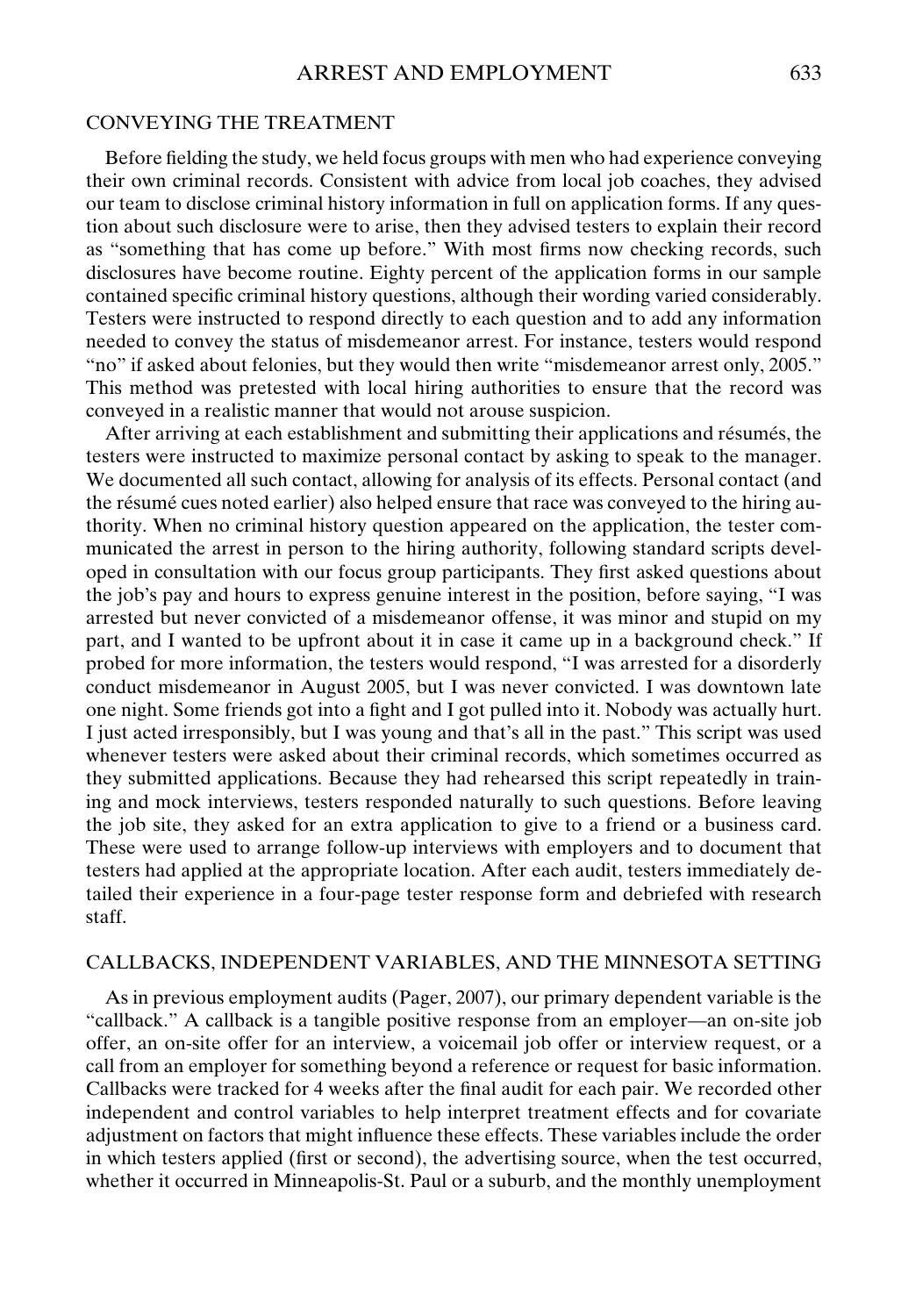## CONVEYING THE TREATMENT

Before fielding the study, we held focus groups with men who had experience conveying their own criminal records. Consistent with advice from local job coaches, they advised our team to disclose criminal history information in full on application forms. If any question about such disclosure were to arise, then they advised testers to explain their record as "something that has come up before." With most firms now checking records, such disclosures have become routine. Eighty percent of the application forms in our sample contained specific criminal history questions, although their wording varied considerably. Testers were instructed to respond directly to each question and to add any information needed to convey the status of misdemeanor arrest. For instance, testers would respond "no" if asked about felonies, but they would then write "misdemeanor arrest only, 2005." This method was pretested with local hiring authorities to ensure that the record was conveyed in a realistic manner that would not arouse suspicion.

After arriving at each establishment and submitting their applications and résumés, the testers were instructed to maximize personal contact by asking to speak to the manager. We documented all such contact, allowing for analysis of its effects. Personal contact (and the résumé cues noted earlier) also helped ensure that race was conveyed to the hiring authority. When no criminal history question appeared on the application, the tester communicated the arrest in person to the hiring authority, following standard scripts developed in consultation with our focus group participants. They first asked questions about the job's pay and hours to express genuine interest in the position, before saying, "I was arrested but never convicted of a misdemeanor offense, it was minor and stupid on my part, and I wanted to be upfront about it in case it came up in a background check." If probed for more information, the testers would respond, "I was arrested for a disorderly conduct misdemeanor in August 2005, but I was never convicted. I was downtown late one night. Some friends got into a fight and I got pulled into it. Nobody was actually hurt. I just acted irresponsibly, but I was young and that's all in the past." This script was used whenever testers were asked about their criminal records, which sometimes occurred as they submitted applications. Because they had rehearsed this script repeatedly in training and mock interviews, testers responded naturally to such questions. Before leaving the job site, they asked for an extra application to give to a friend or a business card. These were used to arrange follow-up interviews with employers and to document that testers had applied at the appropriate location. After each audit, testers immediately detailed their experience in a four-page tester response form and debriefed with research staff.

## CALLBACKS, INDEPENDENT VARIABLES, AND THE MINNESOTA SETTING

As in previous employment audits (Pager, 2007), our primary dependent variable is the "callback." A callback is a tangible positive response from an employer—an on-site job offer, an on-site offer for an interview, a voicemail job offer or interview request, or a call from an employer for something beyond a reference or request for basic information. Callbacks were tracked for 4 weeks after the final audit for each pair. We recorded other independent and control variables to help interpret treatment effects and for covariate adjustment on factors that might influence these effects. These variables include the order in which testers applied (first or second), the advertising source, when the test occurred, whether it occurred in Minneapolis-St. Paul or a suburb, and the monthly unemployment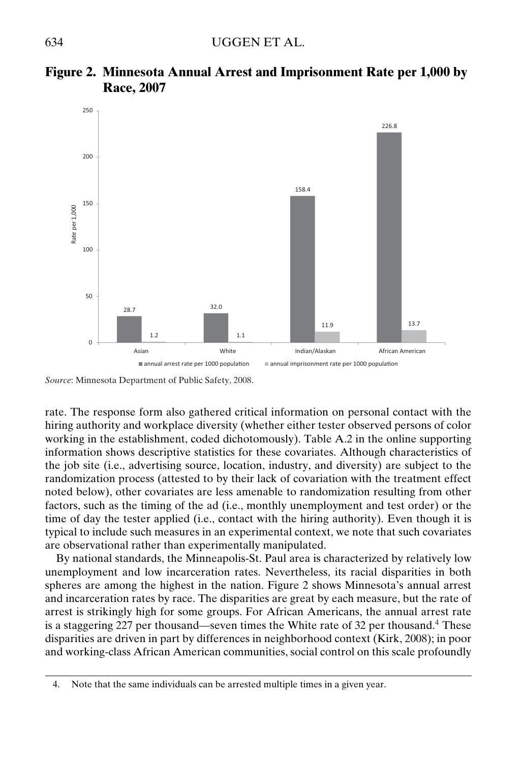**Figure 2. Minnesota Annual Arrest and Imprisonment Rate per 1,000 by Race, 2007**

| | Asian | White | Indian/Alaskan | African American |
|---|---|---|---|---|
| annual arrest rate per 1000 population | 28.7 | 32.0 | 158.4 | 226.8 |
| annual imprisonment rate per 1000 population | 1.2 | 1.1 | 11.9 | 13.7 |

*Source*: Minnesota Department of Public Safety, 2008.

rate. The response form also gathered critical information on personal contact with the hiring authority and workplace diversity (whether either tester observed persons of color working in the establishment, coded dichotomously). Table A.2 in the online supporting information shows descriptive statistics for these covariates. Although characteristics of the job site (i.e., advertising source, location, industry, and diversity) are subject to the randomization process (attested to by their lack of covariation with the treatment effect noted below), other covariates are less amenable to randomization resulting from other factors, such as the timing of the ad (i.e., monthly unemployment and test order) or the time of day the tester applied (i.e., contact with the hiring authority). Even though it is typical to include such measures in an experimental context, we note that such covariates are observational rather than experimentally manipulated.

By national standards, the Minneapolis-St. Paul area is characterized by relatively low unemployment and low incarceration rates. Nevertheless, its racial disparities in both spheres are among the highest in the nation. Figure 2 shows Minnesota's annual arrest and incarceration rates by race. The disparities are great by each measure, but the rate of arrest is strikingly high for some groups. For African Americans, the annual arrest rate is a staggering 227 per thousand—seven times the White rate of 32 per thousand.[4] These disparities are driven in part by differences in neighborhood context (Kirk, 2008); in poor and working-class African American communities, social control on this scale profoundly

4. Note that the same individuals can be arrested multiple times in a given year.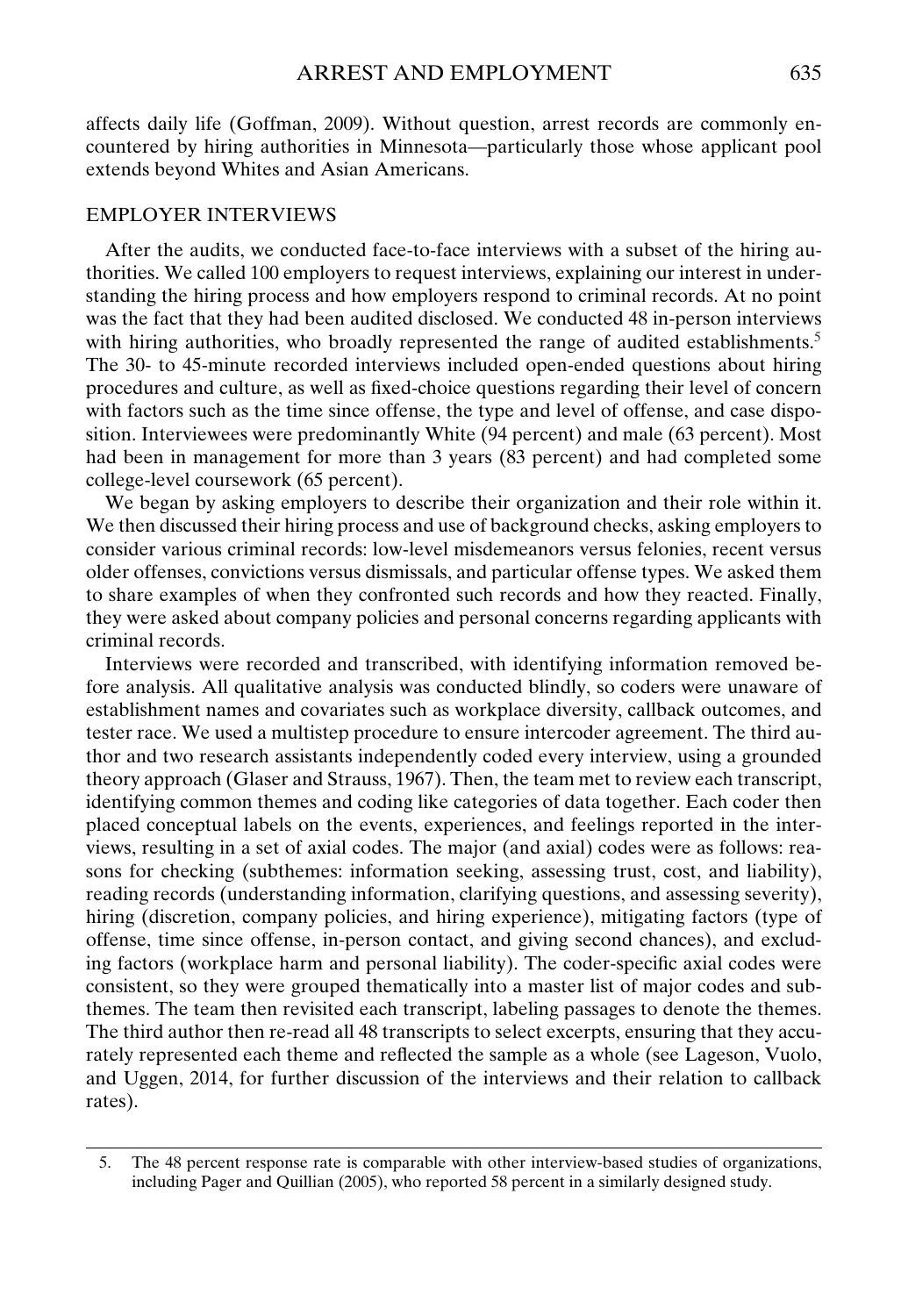affects daily life (Goffman, 2009). Without question, arrest records are commonly encountered by hiring authorities in Minnesota—particularly those whose applicant pool extends beyond Whites and Asian Americans.

## EMPLOYER INTERVIEWS

After the audits, we conducted face-to-face interviews with a subset of the hiring authorities. We called 100 employers to request interviews, explaining our interest in understanding the hiring process and how employers respond to criminal records. At no point was the fact that they had been audited disclosed. We conducted 48 in-person interviews with hiring authorities, who broadly represented the range of audited establishments.[5] The 30- to 45-minute recorded interviews included open-ended questions about hiring procedures and culture, as well as fixed-choice questions regarding their level of concern with factors such as the time since offense, the type and level of offense, and case disposition. Interviewees were predominantly White (94 percent) and male (63 percent). Most had been in management for more than 3 years (83 percent) and had completed some college-level coursework (65 percent).

We began by asking employers to describe their organization and their role within it. We then discussed their hiring process and use of background checks, asking employers to consider various criminal records: low-level misdemeanors versus felonies, recent versus older offenses, convictions versus dismissals, and particular offense types. We asked them to share examples of when they confronted such records and how they reacted. Finally, they were asked about company policies and personal concerns regarding applicants with criminal records.

Interviews were recorded and transcribed, with identifying information removed before analysis. All qualitative analysis was conducted blindly, so coders were unaware of establishment names and covariates such as workplace diversity, callback outcomes, and tester race. We used a multistep procedure to ensure intercoder agreement. The third author and two research assistants independently coded every interview, using a grounded theory approach (Glaser and Strauss, 1967). Then, the team met to review each transcript, identifying common themes and coding like categories of data together. Each coder then placed conceptual labels on the events, experiences, and feelings reported in the interviews, resulting in a set of axial codes. The major (and axial) codes were as follows: reasons for checking (subthemes: information seeking, assessing trust, cost, and liability), reading records (understanding information, clarifying questions, and assessing severity), hiring (discretion, company policies, and hiring experience), mitigating factors (type of offense, time since offense, in-person contact, and giving second chances), and excluding factors (workplace harm and personal liability). The coder-specific axial codes were consistent, so they were grouped thematically into a master list of major codes and subthemes. The team then revisited each transcript, labeling passages to denote the themes. The third author then re-read all 48 transcripts to select excerpts, ensuring that they accurately represented each theme and reflected the sample as a whole (see Lageson, Vuolo, and Uggen, 2014, for further discussion of the interviews and their relation to callback rates).

---

5. The 48 percent response rate is comparable with other interview-based studies of organizations, including Pager and Quillian (2005), who reported 58 percent in a similarly designed study.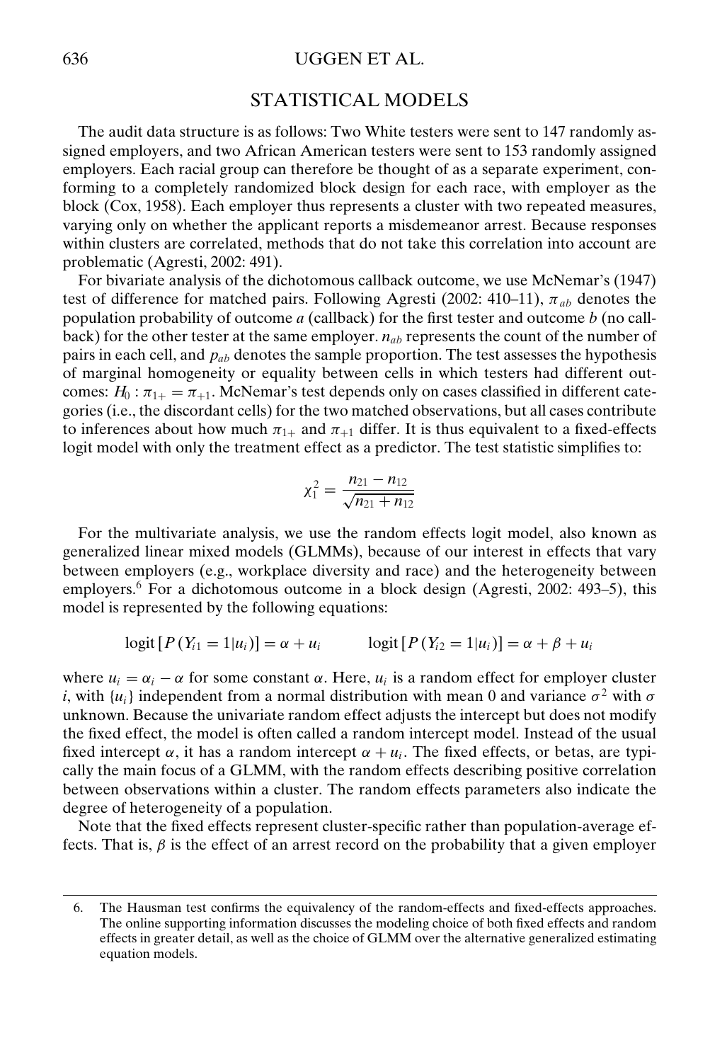## STATISTICAL MODELS

The audit data structure is as follows: Two White testers were sent to 147 randomly assigned employers, and two African American testers were sent to 153 randomly assigned employers. Each racial group can therefore be thought of as a separate experiment, conforming to a completely randomized block design for each race, with employer as the block (Cox, 1958). Each employer thus represents a cluster with two repeated measures, varying only on whether the applicant reports a misdemeanor arrest. Because responses within clusters are correlated, methods that do not take this correlation into account are problematic (Agresti, 2002: 491).

For bivariate analysis of the dichotomous callback outcome, we use McNemar's (1947) test of difference for matched pairs. Following Agresti (2002: 410–11), $\pi_{ab}$ denotes the population probability of outcome *a* (callback) for the first tester and outcome *b* (no callback) for the other tester at the same employer. $n_{ab}$ represents the count of the number of pairs in each cell, and $p_{ab}$ denotes the sample proportion. The test assesses the hypothesis of marginal homogeneity or equality between cells in which testers had different outcomes: $H_0 : \pi_{1+} = \pi_{+1}$. McNemar's test depends only on cases classified in different categories (i.e., the discordant cells) for the two matched observations, but all cases contribute to inferences about how much $\pi_{1+}$ and $\pi_{+1}$ differ. It is thus equivalent to a fixed-effects logit model with only the treatment effect as a predictor. The test statistic simplifies to:

$$\chi_1^2 = \frac{n_{21} - n_{12}}{\sqrt{n_{21} + n_{12}}}$$

For the multivariate analysis, we use the random effects logit model, also known as generalized linear mixed models (GLMMs), because of our interest in effects that vary between employers (e.g., workplace diversity and race) and the heterogeneity between employers.[6] For a dichotomous outcome in a block design (Agresti, 2002: 493–5), this model is represented by the following equations:

$$\text{logit}\left[P\left(Y_{i1} = 1|u_i\right)\right] = \alpha + u_i \qquad \text{logit}\left[P\left(Y_{i2} = 1|u_i\right)\right] = \alpha + \beta + u_i$$

where $u_i = \alpha_i - \alpha$ for some constant $\alpha$. Here, $u_i$ is a random effect for employer cluster *i*, with $\{u_i\}$ independent from a normal distribution with mean 0 and variance $\sigma^2$ with $\sigma$ unknown. Because the univariate random effect adjusts the intercept but does not modify the fixed effect, the model is often called a random intercept model. Instead of the usual fixed intercept $\alpha$, it has a random intercept $\alpha + u_i$. The fixed effects, or betas, are typically the main focus of a GLMM, with the random effects describing positive correlation between observations within a cluster. The random effects parameters also indicate the degree of heterogeneity of a population.

Note that the fixed effects represent cluster-specific rather than population-average effects. That is, $\beta$ is the effect of an arrest record on the probability that a given employer

6. The Hausman test confirms the equivalency of the random-effects and fixed-effects approaches. The online supporting information discusses the modeling choice of both fixed effects and random effects in greater detail, as well as the choice of GLMM over the alternative generalized estimating equation models.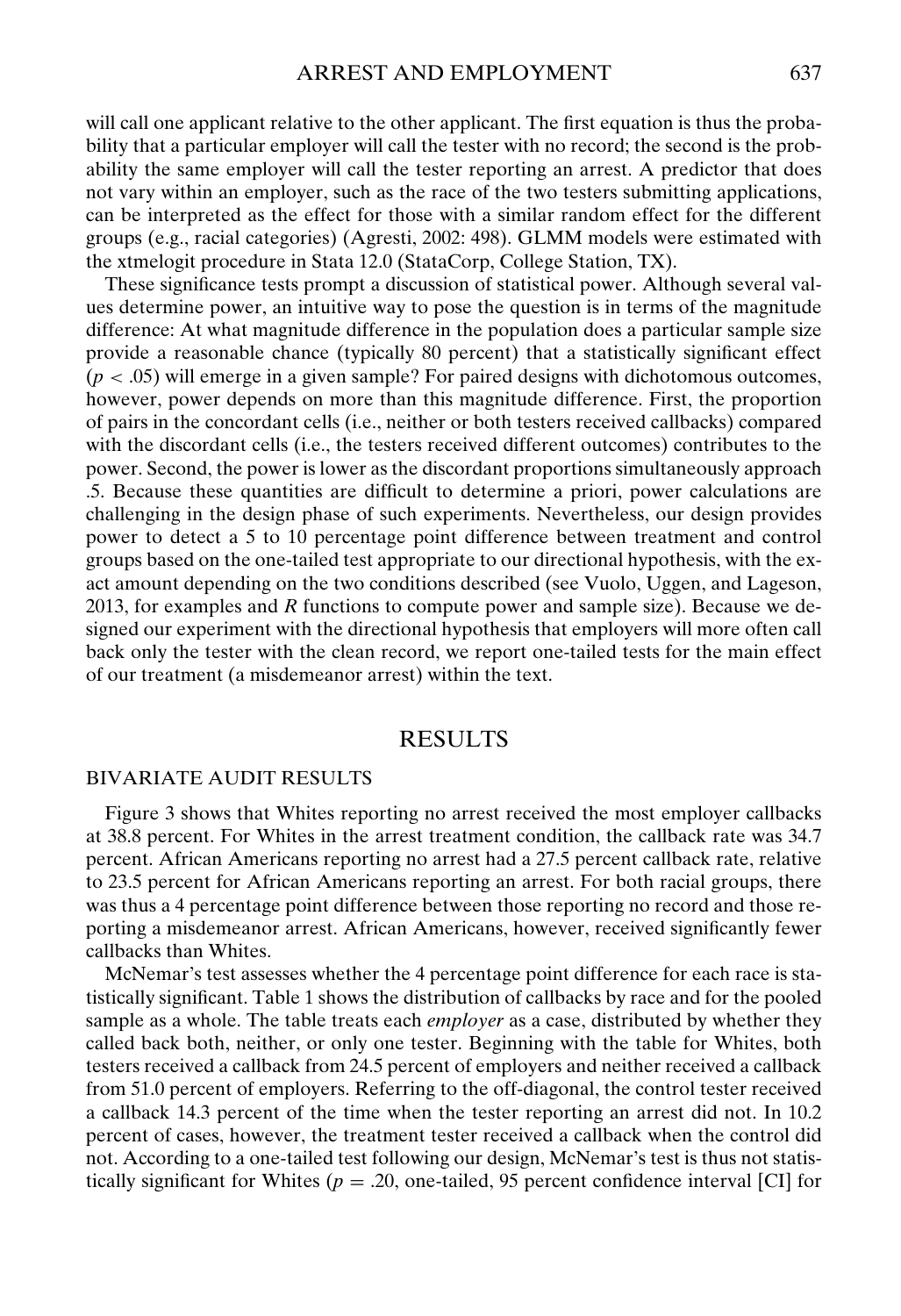will call one applicant relative to the other applicant. The first equation is thus the probability that a particular employer will call the tester with no record; the second is the probability the same employer will call the tester reporting an arrest. A predictor that does not vary within an employer, such as the race of the two testers submitting applications, can be interpreted as the effect for those with a similar random effect for the different groups (e.g., racial categories) (Agresti, 2002: 498). GLMM models were estimated with the xtmelogit procedure in Stata 12.0 (StataCorp, College Station, TX).

These significance tests prompt a discussion of statistical power. Although several values determine power, an intuitive way to pose the question is in terms of the magnitude difference: At what magnitude difference in the population does a particular sample size provide a reasonable chance (typically 80 percent) that a statistically significant effect ($p < .05$) will emerge in a given sample? For paired designs with dichotomous outcomes, however, power depends on more than this magnitude difference. First, the proportion of pairs in the concordant cells (i.e., neither or both testers received callbacks) compared with the discordant cells (i.e., the testers received different outcomes) contributes to the power. Second, the power is lower as the discordant proportions simultaneously approach .5. Because these quantities are difficult to determine a priori, power calculations are challenging in the design phase of such experiments. Nevertheless, our design provides power to detect a 5 to 10 percentage point difference between treatment and control groups based on the one-tailed test appropriate to our directional hypothesis, with the exact amount depending on the two conditions described (see Vuolo, Uggen, and Lageson, 2013, for examples and *R* functions to compute power and sample size). Because we designed our experiment with the directional hypothesis that employers will more often call back only the tester with the clean record, we report one-tailed tests for the main effect of our treatment (a misdemeanor arrest) within the text.

# RESULTS

## BIVARIATE AUDIT RESULTS

Figure 3 shows that Whites reporting no arrest received the most employer callbacks at 38.8 percent. For Whites in the arrest treatment condition, the callback rate was 34.7 percent. African Americans reporting no arrest had a 27.5 percent callback rate, relative to 23.5 percent for African Americans reporting an arrest. For both racial groups, there was thus a 4 percentage point difference between those reporting no record and those reporting a misdemeanor arrest. African Americans, however, received significantly fewer callbacks than Whites.

McNemar's test assesses whether the 4 percentage point difference for each race is statistically significant. Table 1 shows the distribution of callbacks by race and for the pooled sample as a whole. The table treats each *employer* as a case, distributed by whether they called back both, neither, or only one tester. Beginning with the table for Whites, both testers received a callback from 24.5 percent of employers and neither received a callback from 51.0 percent of employers. Referring to the off-diagonal, the control tester received a callback 14.3 percent of the time when the tester reporting an arrest did not. In 10.2 percent of cases, however, the treatment tester received a callback when the control did not. According to a one-tailed test following our design, McNemar's test is thus not statistically significant for Whites ($p = .20$, one-tailed, 95 percent confidence interval [CI] for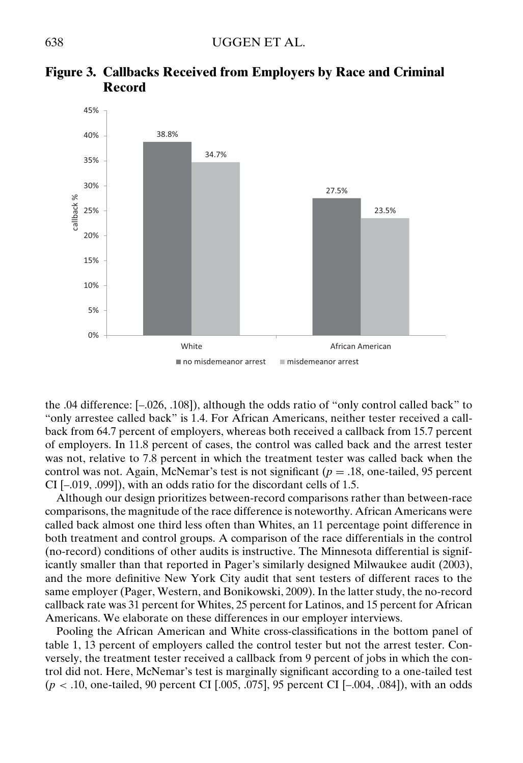**Figure 3. Callbacks Received from Employers by Race and Criminal Record**

| | no misdemeanor arrest | misdemeanor arrest |
|---|---|---|
| White | 38.8% | 34.7% |
| African American | 27.5% | 23.5% |

the .04 difference: [–.026, .108]), although the odds ratio of "only control called back" to "only arrestee called back" is 1.4. For African Americans, neither tester received a callback from 64.7 percent of employers, whereas both received a callback from 15.7 percent of employers. In 11.8 percent of cases, the control was called back and the arrest tester was not, relative to 7.8 percent in which the treatment tester was called back when the control was not. Again, McNemar's test is not significant ($p = .18$, one-tailed, 95 percent CI [–.019, .099]), with an odds ratio for the discordant cells of 1.5.

Although our design prioritizes between-record comparisons rather than between-race comparisons, the magnitude of the race difference is noteworthy. African Americans were called back almost one third less often than Whites, an 11 percentage point difference in both treatment and control groups. A comparison of the race differentials in the control (no-record) conditions of other audits is instructive. The Minnesota differential is significantly smaller than that reported in Pager's similarly designed Milwaukee audit (2003), and the more definitive New York City audit that sent testers of different races to the same employer (Pager, Western, and Bonikowski, 2009). In the latter study, the no-record callback rate was 31 percent for Whites, 25 percent for Latinos, and 15 percent for African Americans. We elaborate on these differences in our employer interviews.

Pooling the African American and White cross-classifications in the bottom panel of table 1, 13 percent of employers called the control tester but not the arrest tester. Conversely, the treatment tester received a callback from 9 percent of jobs in which the control did not. Here, McNemar's test is marginally significant according to a one-tailed test ($p < .10$, one-tailed, 90 percent CI [.005, .075], 95 percent CI [–.004, .084]), with an odds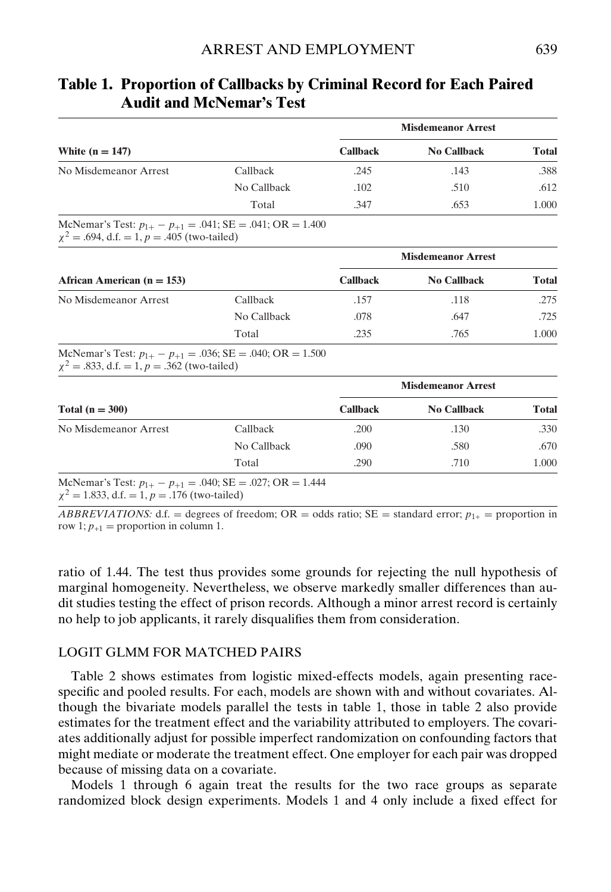## Table 1. Proportion of Callbacks by Criminal Record for Each Paired Audit and McNemar's Test

| White (n = 147) | | Misdemeanor Arrest | | |
|---|---|---|---|---|
| | | Callback | No Callback | Total |
| No Misdemeanor Arrest | Callback | .245 | .143 | .388 |
| | No Callback | .102 | .510 | .612 |
| | Total | .347 | .653 | 1.000 |

McNemar's Test: $p_{1+} - p_{+1} = .041$; SE = .041; OR = 1.400
$\chi^2 = .694$, d.f. = 1, $p = .405$ (two-tailed)

| African American (n = 153) | | Misdemeanor Arrest | | |
|---|---|---|---|---|
| | | Callback | No Callback | Total |
| No Misdemeanor Arrest | Callback | .157 | .118 | .275 |
| | No Callback | .078 | .647 | .725 |
| | Total | .235 | .765 | 1.000 |

McNemar's Test: $p_{1+} - p_{+1} = .036$; SE = .040; OR = 1.500
$\chi^2 = .833$, d.f. = 1, $p = .362$ (two-tailed)

| Total (n = 300) | | Misdemeanor Arrest | | |
|---|---|---|---|---|
| | | Callback | No Callback | Total |
| No Misdemeanor Arrest | Callback | .200 | .130 | .330 |
| | No Callback | .090 | .580 | .670 |
| | Total | .290 | .710 | 1.000 |

McNemar's Test: $p_{1+} - p_{+1} = .040$; SE = .027; OR = 1.444
$\chi^2 = 1.833$, d.f. = 1, $p = .176$ (two-tailed)

*ABBREVIATIONS:* d.f. = degrees of freedom; OR = odds ratio; SE = standard error; $p_{1+}$ = proportion in row 1; $p_{+1}$ = proportion in column 1.

ratio of 1.44. The test thus provides some grounds for rejecting the null hypothesis of marginal homogeneity. Nevertheless, we observe markedly smaller differences than audit studies testing the effect of prison records. Although a minor arrest record is certainly no help to job applicants, it rarely disqualifies them from consideration.

### LOGIT GLMM FOR MATCHED PAIRS

Table 2 shows estimates from logistic mixed-effects models, again presenting race-specific and pooled results. For each, models are shown with and without covariates. Although the bivariate models parallel the tests in table 1, those in table 2 also provide estimates for the treatment effect and the variability attributed to employers. The covariates additionally adjust for possible imperfect randomization on confounding factors that might mediate or moderate the treatment effect. One employer for each pair was dropped because of missing data on a covariate.

Models 1 through 6 again treat the results for the two race groups as separate randomized block design experiments. Models 1 and 4 only include a fixed effect for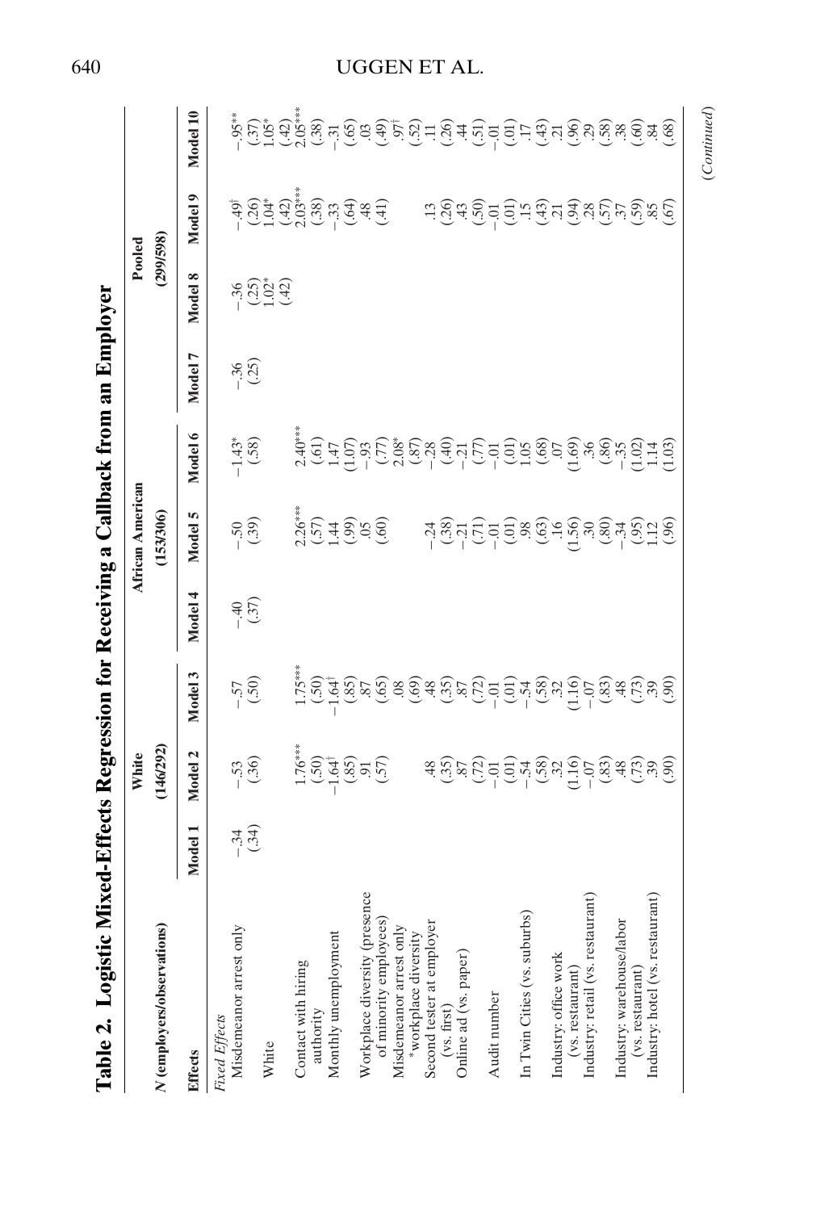**Table 2. Logistic Mixed-Effects Regression for Receiving a Callback from an Employer**

| | White | | | African American | | | Pooled | | | |
|---|---|---|---|---|---|---|---|---|---|---|
| *N* (employers/observations) | (146/292) | | | (153/306) | | | (299/598) | | | |
| **Effects** | **Model 1** | **Model 2** | **Model 3** | **Model 4** | **Model 5** | **Model 6** | **Model 7** | **Model 8** | **Model 9** | **Model 10** |
| *Fixed Effects* | | | | | | | | | | |
| Misdemeanor arrest only | –.34 | –.53 | –.57 | –.40 | –.50 | –1.43* | –.36 | –.36 | –.49† | –.95** |
| | (.34) | (.36) | (.50) | (.37) | (.39) | (.58) | (.25) | (.25) | (.26) | (.37) |
| White | | | | | | | | 1.02* | 1.04* | 1.05* |
| | | | | | | | | (.42) | (.42) | (.42) |
| Contact with hiring authority | | 1.76*** | 1.75*** | | 2.26*** | 2.40*** | | | 2.03*** | 2.05*** |
| | | (.50) | (.50) | | (.57) | (.61) | | | (.38) | (.38) |
| Monthly unemployment | | –1.64† | –1.64† | | 1.44 | 1.47 | | | –.33 | –.31 |
| | | (.85) | (.85) | | (.99) | (1.07) | | | (.64) | (.65) |
| Workplace diversity (presence of minority employees) | | .91 | .87 | | .05 | –.93 | | | .48 | .03 |
| | | (.57) | (.65) | | (.60) | (.77) | | | (.41) | (.49) |
| Misdemeanor arrest only *workplace diversity | | | .08 | | | 2.08* | | | | .97† |
| | | | (.69) | | | (.87) | | | | (.52) |
| Second tester at employer (vs. first) | | .48 | .48 | | –.24 | –.28 | | | .13 | .11 |
| | | (.35) | (.35) | | (.38) | (.40) | | | (.26) | (.26) |
| Online ad (vs. paper) | | .87 | .87 | | –.21 | –.21 | | | .43 | .44 |
| | | (.72) | (.72) | | (.71) | (.77) | | | (.50) | (.51) |
| Audit number | | –.01 | –.01 | | –.01 | –.01 | | | –.01 | –.01 |
| | | (.01) | (.01) | | (.01) | (.01) | | | (.01) | (.01) |
| In Twin Cities (vs. suburbs) | | –.54 | –.54 | | .98 | 1.05 | | | .15 | .17 |
| | | (.58) | (.58) | | (.63) | (.68) | | | (.43) | (.43) |
| Industry: office work (vs. restaurant) | | .32 | .32 | | .16 | .07 | | | .21 | .21 |
| | | (1.16) | (1.16) | | (1.56) | (1.69) | | | (.94) | (.96) |
| Industry: retail (vs. restaurant) | | –.07 | –.07 | | .30 | .36 | | | .28 | .29 |
| | | (.83) | (.83) | | (.80) | (.86) | | | (.57) | (.58) |
| Industry: warehouse/labor (vs. restaurant) | | .48 | .48 | | –.34 | –.35 | | | .37 | .38 |
| | | (.73) | (.73) | | (.95) | (1.02) | | | (.59) | (.60) |
| Industry: hotel (vs. restaurant) | | .39 | .39 | | 1.12 | 1.14 | | | .85 | .84 |
| | | (.90) | (.90) | | (.96) | (1.03) | | | (.67) | (.68) |

(*Continued*)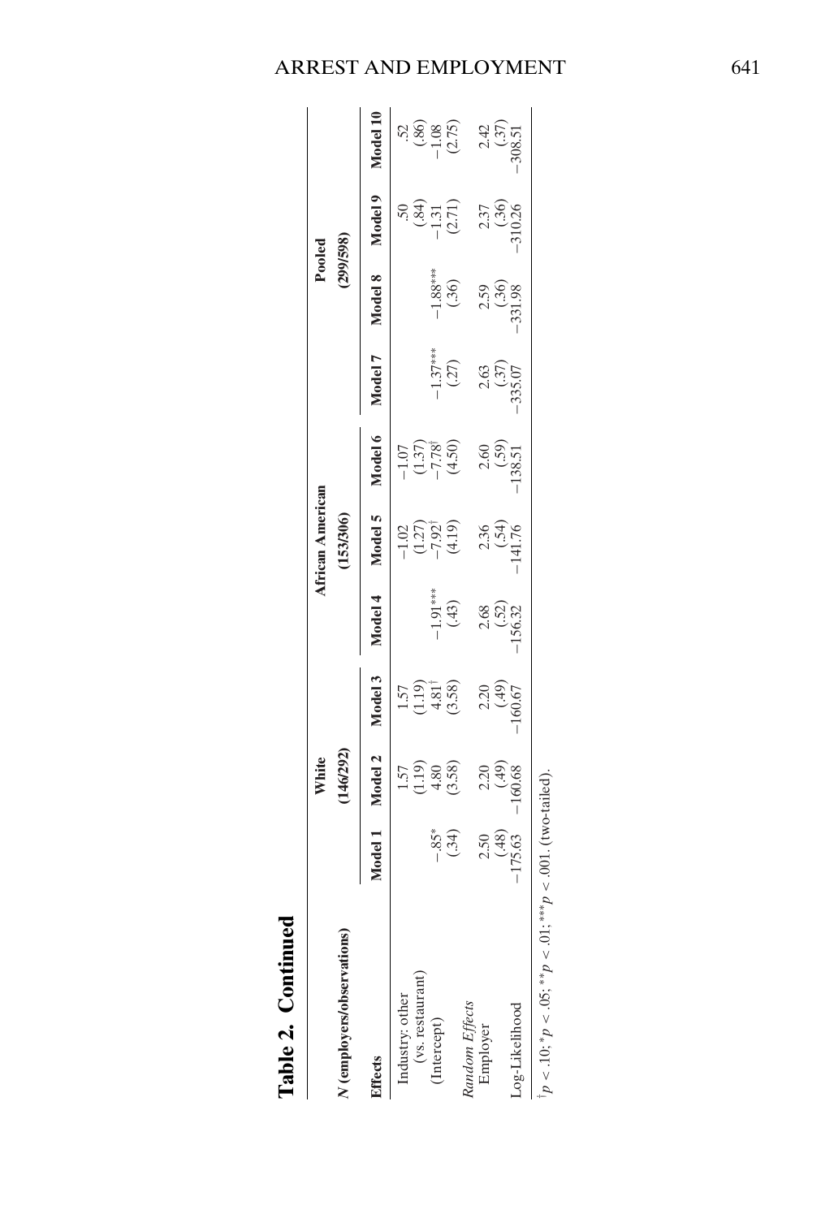# Table 2. Continued

| | White | | | African American | | | Pooled | | | |
|---|---|---|---|---|---|---|---|---|---|---|
| *N* (employers/observations) | (146/292) | | | (153/306) | | | (299/598) | | | |
| **Effects** | **Model 1** | **Model 2** | **Model 3** | **Model 4** | **Model 5** | **Model 6** | **Model 7** | **Model 8** | **Model 9** | **Model 10** |
| Industry: other | | 1.57 | 1.57 | | −1.02 | −1.07 | | | .50 | .52 |
| (vs. restaurant) | | (1.19) | (1.19) | | (1.27) | (1.37) | | | (.84) | (.86) |
| (Intercept) | −.85* | 4.80 | 4.81† | −1.91*** | −7.92† | −7.78† | −1.37*** | −1.88*** | −1.31 | −1.08 |
| | (.34) | (3.58) | (3.58) | (.43) | (4.19) | (4.50) | (.27) | (.36) | (2.71) | (2.75) |
| *Random Effects* | | | | | | | | | | |
| Employer | 2.50 | 2.20 | 2.20 | 2.68 | 2.36 | 2.60 | 2.63 | 2.59 | 2.37 | 2.42 |
| | (.48) | (.49) | (.49) | (.52) | (.54) | (.59) | (.37) | (.36) | (.36) | (.37) |
| Log-Likelihood | −175.63 | −160.68 | −160.67 | −156.32 | −141.76 | −138.51 | −335.07 | −331.98 | −310.26 | −308.51 |

† $p < .10$; * $p < .05$; ** $p < .01$; *** $p < .001$. (two-tailed).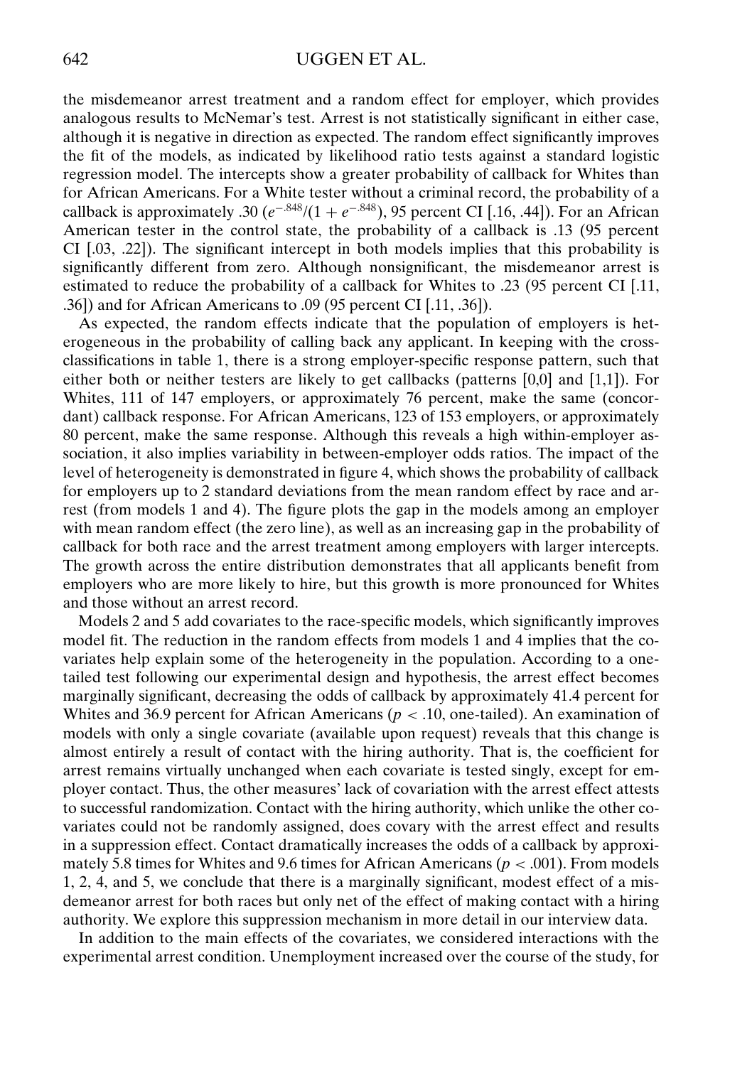the misdemeanor arrest treatment and a random effect for employer, which provides analogous results to McNemar's test. Arrest is not statistically significant in either case, although it is negative in direction as expected. The random effect significantly improves the fit of the models, as indicated by likelihood ratio tests against a standard logistic regression model. The intercepts show a greater probability of callback for Whites than for African Americans. For a White tester without a criminal record, the probability of a callback is approximately .30 ($e^{-.848}/(1 + e^{-.848})$, 95 percent CI [.16, .44]). For an African American tester in the control state, the probability of a callback is .13 (95 percent CI [.03, .22]). The significant intercept in both models implies that this probability is significantly different from zero. Although nonsignificant, the misdemeanor arrest is estimated to reduce the probability of a callback for Whites to .23 (95 percent CI [.11, .36]) and for African Americans to .09 (95 percent CI [.11, .36]).

As expected, the random effects indicate that the population of employers is heterogeneous in the probability of calling back any applicant. In keeping with the cross-classifications in table 1, there is a strong employer-specific response pattern, such that either both or neither testers are likely to get callbacks (patterns [0,0] and [1,1]). For Whites, 111 of 147 employers, or approximately 76 percent, make the same (concordant) callback response. For African Americans, 123 of 153 employers, or approximately 80 percent, make the same response. Although this reveals a high within-employer association, it also implies variability in between-employer odds ratios. The impact of the level of heterogeneity is demonstrated in figure 4, which shows the probability of callback for employers up to 2 standard deviations from the mean random effect by race and arrest (from models 1 and 4). The figure plots the gap in the models among an employer with mean random effect (the zero line), as well as an increasing gap in the probability of callback for both race and the arrest treatment among employers with larger intercepts. The growth across the entire distribution demonstrates that all applicants benefit from employers who are more likely to hire, but this growth is more pronounced for Whites and those without an arrest record.

Models 2 and 5 add covariates to the race-specific models, which significantly improves model fit. The reduction in the random effects from models 1 and 4 implies that the covariates help explain some of the heterogeneity in the population. According to a one-tailed test following our experimental design and hypothesis, the arrest effect becomes marginally significant, decreasing the odds of callback by approximately 41.4 percent for Whites and 36.9 percent for African Americans ($p < .10$, one-tailed). An examination of models with only a single covariate (available upon request) reveals that this change is almost entirely a result of contact with the hiring authority. That is, the coefficient for arrest remains virtually unchanged when each covariate is tested singly, except for employer contact. Thus, the other measures' lack of covariation with the arrest effect attests to successful randomization. Contact with the hiring authority, which unlike the other covariates could not be randomly assigned, does covary with the arrest effect and results in a suppression effect. Contact dramatically increases the odds of a callback by approximately 5.8 times for Whites and 9.6 times for African Americans ($p < .001$). From models 1, 2, 4, and 5, we conclude that there is a marginally significant, modest effect of a misdemeanor arrest for both races but only net of the effect of making contact with a hiring authority. We explore this suppression mechanism in more detail in our interview data.

In addition to the main effects of the covariates, we considered interactions with the experimental arrest condition. Unemployment increased over the course of the study, for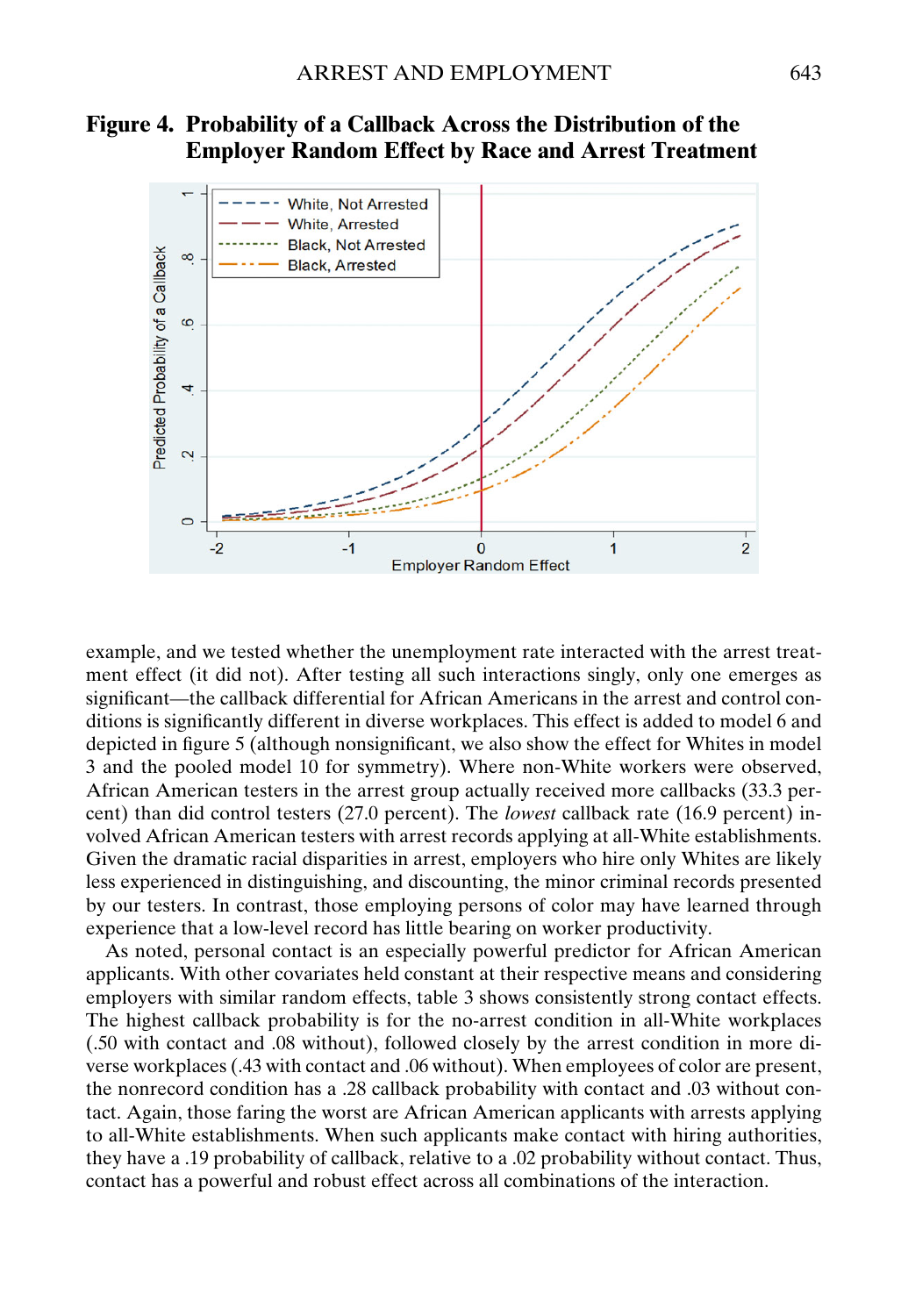**Figure 4. Probability of a Callback Across the Distribution of the Employer Random Effect by Race and Arrest Treatment**

example, and we tested whether the unemployment rate interacted with the arrest treatment effect (it did not). After testing all such interactions singly, only one emerges as significant—the callback differential for African Americans in the arrest and control conditions is significantly different in diverse workplaces. This effect is added to model 6 and depicted in figure 5 (although nonsignificant, we also show the effect for Whites in model 3 and the pooled model 10 for symmetry). Where non-White workers were observed, African American testers in the arrest group actually received more callbacks (33.3 percent) than did control testers (27.0 percent). The *lowest* callback rate (16.9 percent) involved African American testers with arrest records applying at all-White establishments. Given the dramatic racial disparities in arrest, employers who hire only Whites are likely less experienced in distinguishing, and discounting, the minor criminal records presented by our testers. In contrast, those employing persons of color may have learned through experience that a low-level record has little bearing on worker productivity.

As noted, personal contact is an especially powerful predictor for African American applicants. With other covariates held constant at their respective means and considering employers with similar random effects, table 3 shows consistently strong contact effects. The highest callback probability is for the no-arrest condition in all-White workplaces (.50 with contact and .08 without), followed closely by the arrest condition in more diverse workplaces (.43 with contact and .06 without). When employees of color are present, the nonrecord condition has a .28 callback probability with contact and .03 without contact. Again, those faring the worst are African American applicants with arrests applying to all-White establishments. When such applicants make contact with hiring authorities, they have a .19 probability of callback, relative to a .02 probability without contact. Thus, contact has a powerful and robust effect across all combinations of the interaction.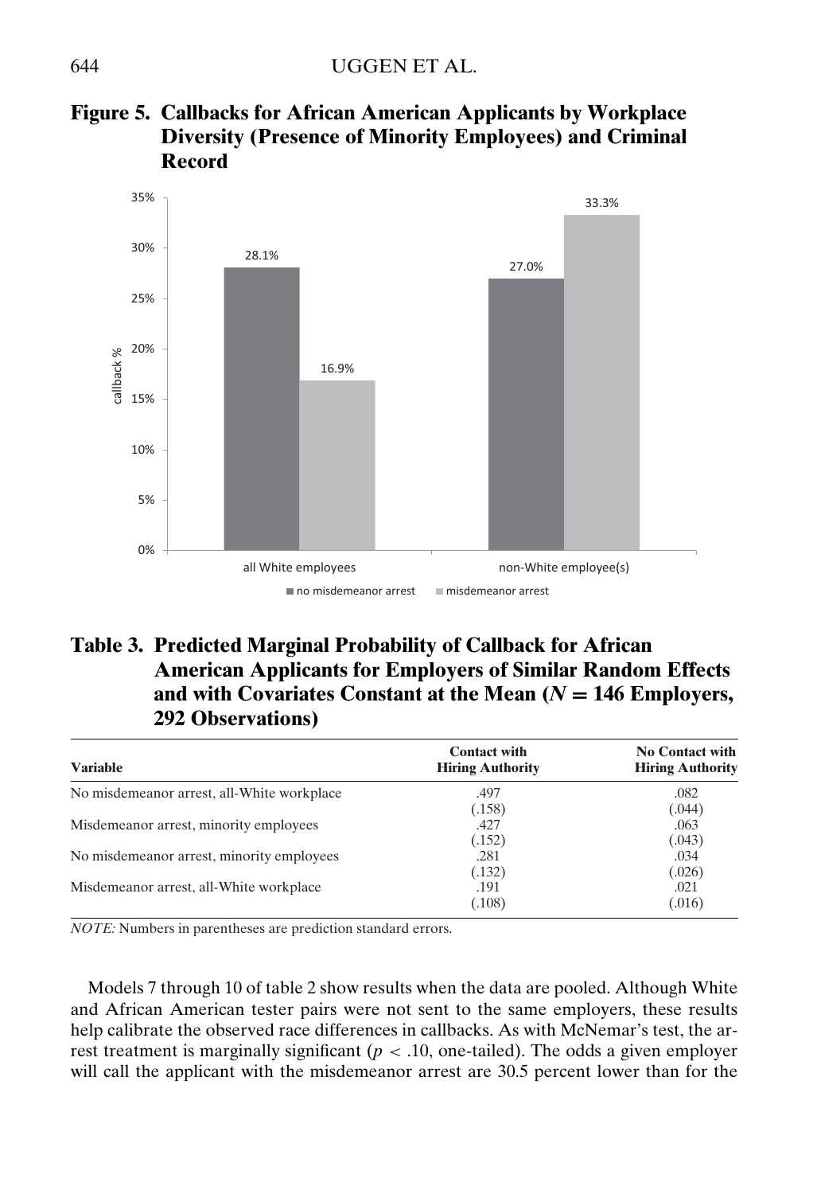**Figure 5. Callbacks for African American Applicants by Workplace Diversity (Presence of Minority Employees) and Criminal Record**

**Table 3. Predicted Marginal Probability of Callback for African American Applicants for Employers of Similar Random Effects and with Covariates Constant at the Mean ($N = 146$ Employers, 292 Observations)**

| Variable | Contact with Hiring Authority | No Contact with Hiring Authority |
|---|---|---|
| No misdemeanor arrest, all-White workplace | .497 | .082 |
| | (.158) | (.044) |
| Misdemeanor arrest, minority employees | .427 | .063 |
| | (.152) | (.043) |
| No misdemeanor arrest, minority employees | .281 | .034 |
| | (.132) | (.026) |
| Misdemeanor arrest, all-White workplace | .191 | .021 |
| | (.108) | (.016) |

*NOTE:* Numbers in parentheses are prediction standard errors.

Models 7 through 10 of table 2 show results when the data are pooled. Although White and African American tester pairs were not sent to the same employers, these results help calibrate the observed race differences in callbacks. As with McNemar's test, the arrest treatment is marginally significant ($p < .10$, one-tailed). The odds a given employer will call the applicant with the misdemeanor arrest are 30.5 percent lower than for the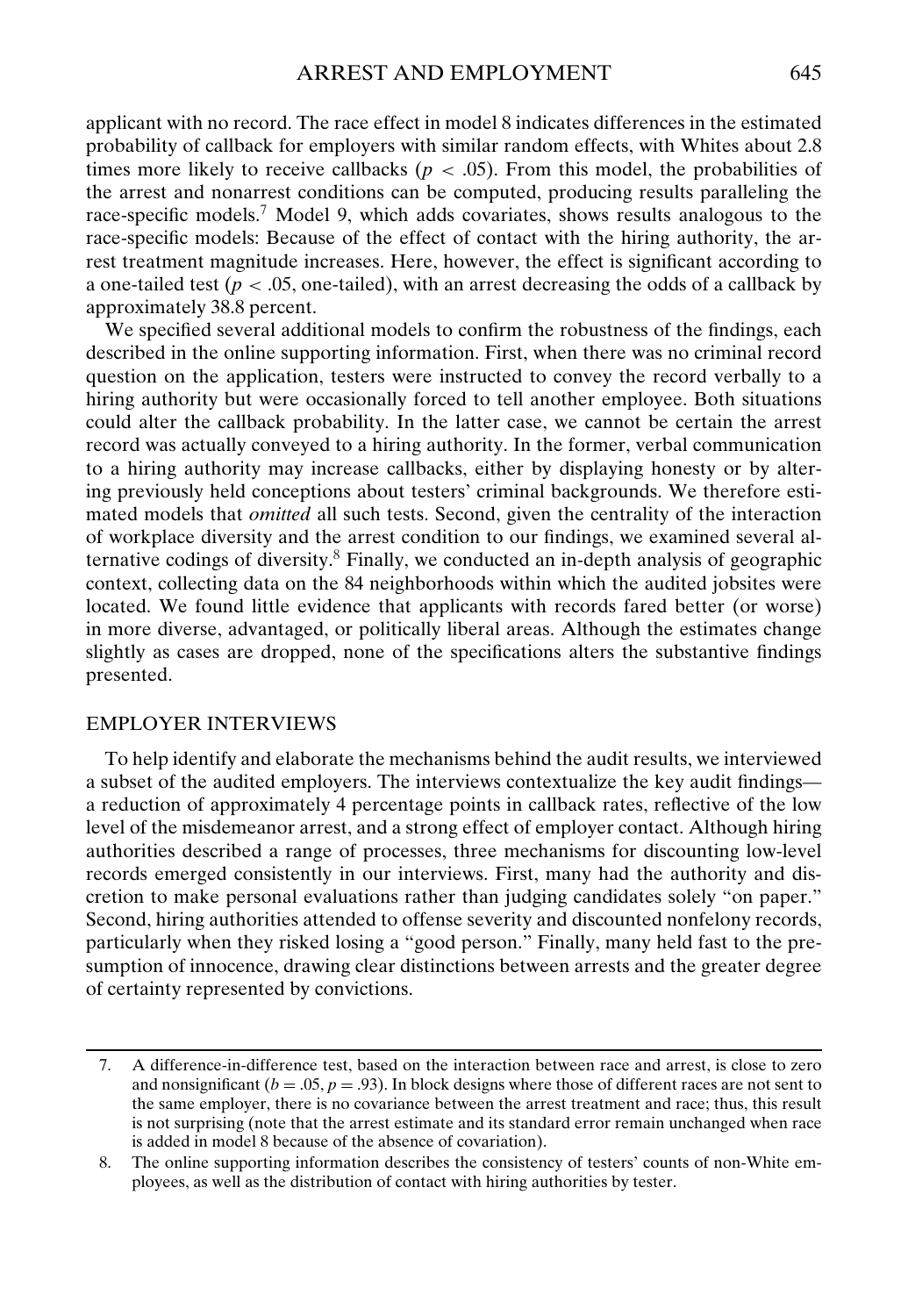applicant with no record. The race effect in model 8 indicates differences in the estimated probability of callback for employers with similar random effects, with Whites about 2.8 times more likely to receive callbacks ($p < .05$). From this model, the probabilities of the arrest and nonarrest conditions can be computed, producing results paralleling the race-specific models.[7] Model 9, which adds covariates, shows results analogous to the race-specific models: Because of the effect of contact with the hiring authority, the arrest treatment magnitude increases. Here, however, the effect is significant according to a one-tailed test ($p < .05$, one-tailed), with an arrest decreasing the odds of a callback by approximately 38.8 percent.

We specified several additional models to confirm the robustness of the findings, each described in the online supporting information. First, when there was no criminal record question on the application, testers were instructed to convey the record verbally to a hiring authority but were occasionally forced to tell another employee. Both situations could alter the callback probability. In the latter case, we cannot be certain the arrest record was actually conveyed to a hiring authority. In the former, verbal communication to a hiring authority may increase callbacks, either by displaying honesty or by altering previously held conceptions about testers' criminal backgrounds. We therefore estimated models that *omitted* all such tests. Second, given the centrality of the interaction of workplace diversity and the arrest condition to our findings, we examined several alternative codings of diversity.[8] Finally, we conducted an in-depth analysis of geographic context, collecting data on the 84 neighborhoods within which the audited jobsites were located. We found little evidence that applicants with records fared better (or worse) in more diverse, advantaged, or politically liberal areas. Although the estimates change slightly as cases are dropped, none of the specifications alters the substantive findings presented.

## EMPLOYER INTERVIEWS

To help identify and elaborate the mechanisms behind the audit results, we interviewed a subset of the audited employers. The interviews contextualize the key audit findings—a reduction of approximately 4 percentage points in callback rates, reflective of the low level of the misdemeanor arrest, and a strong effect of employer contact. Although hiring authorities described a range of processes, three mechanisms for discounting low-level records emerged consistently in our interviews. First, many had the authority and discretion to make personal evaluations rather than judging candidates solely "on paper." Second, hiring authorities attended to offense severity and discounted nonfelony records, particularly when they risked losing a "good person." Finally, many held fast to the presumption of innocence, drawing clear distinctions between arrests and the greater degree of certainty represented by convictions.

---

7. A difference-in-difference test, based on the interaction between race and arrest, is close to zero and nonsignificant ($b = .05$, $p = .93$). In block designs where those of different races are not sent to the same employer, there is no covariance between the arrest treatment and race; thus, this result is not surprising (note that the arrest estimate and its standard error remain unchanged when race is added in model 8 because of the absence of covariation).

8. The online supporting information describes the consistency of testers' counts of non-White employees, as well as the distribution of contact with hiring authorities by tester.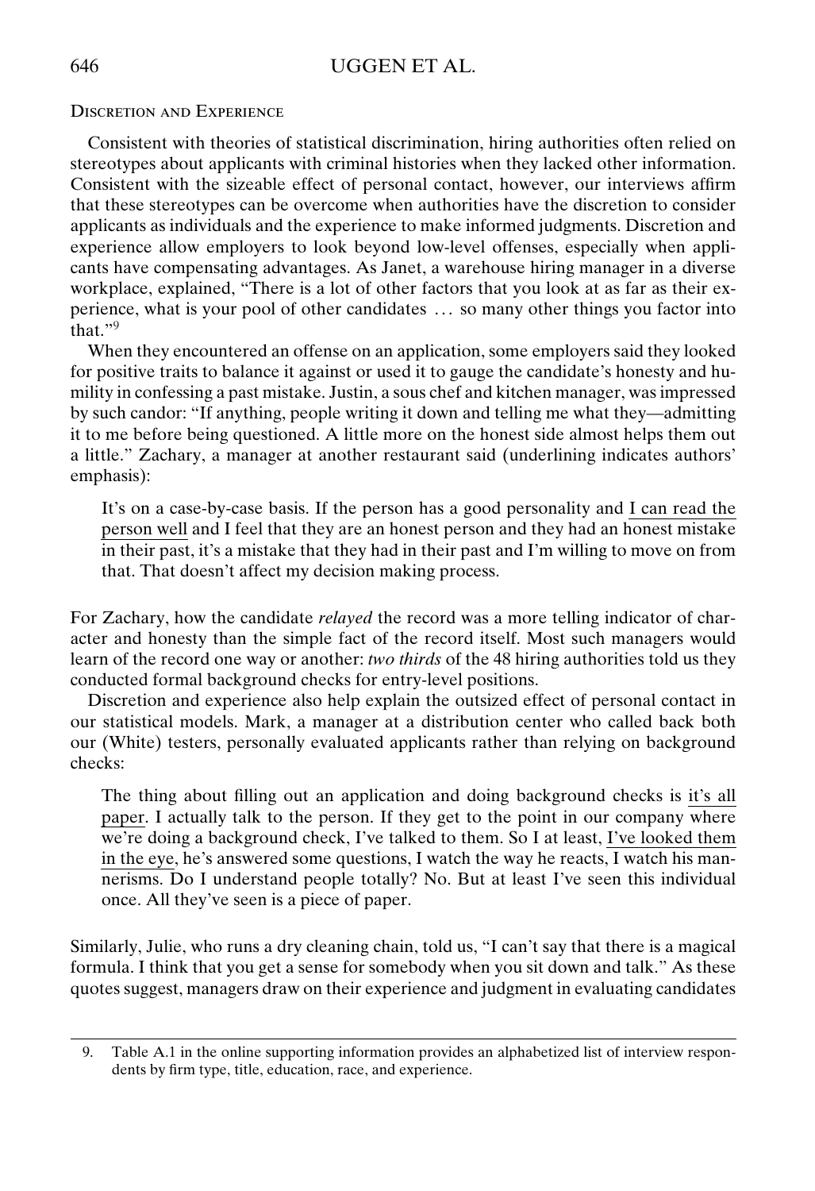### Discretion and Experience

Consistent with theories of statistical discrimination, hiring authorities often relied on stereotypes about applicants with criminal histories when they lacked other information. Consistent with the sizeable effect of personal contact, however, our interviews affirm that these stereotypes can be overcome when authorities have the discretion to consider applicants as individuals and the experience to make informed judgments. Discretion and experience allow employers to look beyond low-level offenses, especially when applicants have compensating advantages. As Janet, a warehouse hiring manager in a diverse workplace, explained, "There is a lot of other factors that you look at as far as their experience, what is your pool of other candidates … so many other things you factor into that."[9]

When they encountered an offense on an application, some employers said they looked for positive traits to balance it against or used it to gauge the candidate's honesty and humility in confessing a past mistake. Justin, a sous chef and kitchen manager, was impressed by such candor: "If anything, people writing it down and telling me what they—admitting it to me before being questioned. A little more on the honest side almost helps them out a little." Zachary, a manager at another restaurant said (underlining indicates authors' emphasis):

> It's on a case-by-case basis. If the person has a good personality and <u>I can read the person well</u> and I feel that they are an honest person and they had an honest mistake in their past, it's a mistake that they had in their past and I'm willing to move on from that. That doesn't affect my decision making process.

For Zachary, how the candidate *relayed* the record was a more telling indicator of character and honesty than the simple fact of the record itself. Most such managers would learn of the record one way or another: *two thirds* of the 48 hiring authorities told us they conducted formal background checks for entry-level positions.

Discretion and experience also help explain the outsized effect of personal contact in our statistical models. Mark, a manager at a distribution center who called back both our (White) testers, personally evaluated applicants rather than relying on background checks:

> The thing about filling out an application and doing background checks is <u>it's all paper</u>. I actually talk to the person. If they get to the point in our company where we're doing a background check, I've talked to them. So I at least, <u>I've looked them in the eye</u>, he's answered some questions, I watch the way he reacts, I watch his mannerisms. Do I understand people totally? No. But at least I've seen this individual once. All they've seen is a piece of paper.

Similarly, Julie, who runs a dry cleaning chain, told us, "I can't say that there is a magical formula. I think that you get a sense for somebody when you sit down and talk." As these quotes suggest, managers draw on their experience and judgment in evaluating candidates

---

9. Table A.1 in the online supporting information provides an alphabetized list of interview respondents by firm type, title, education, race, and experience.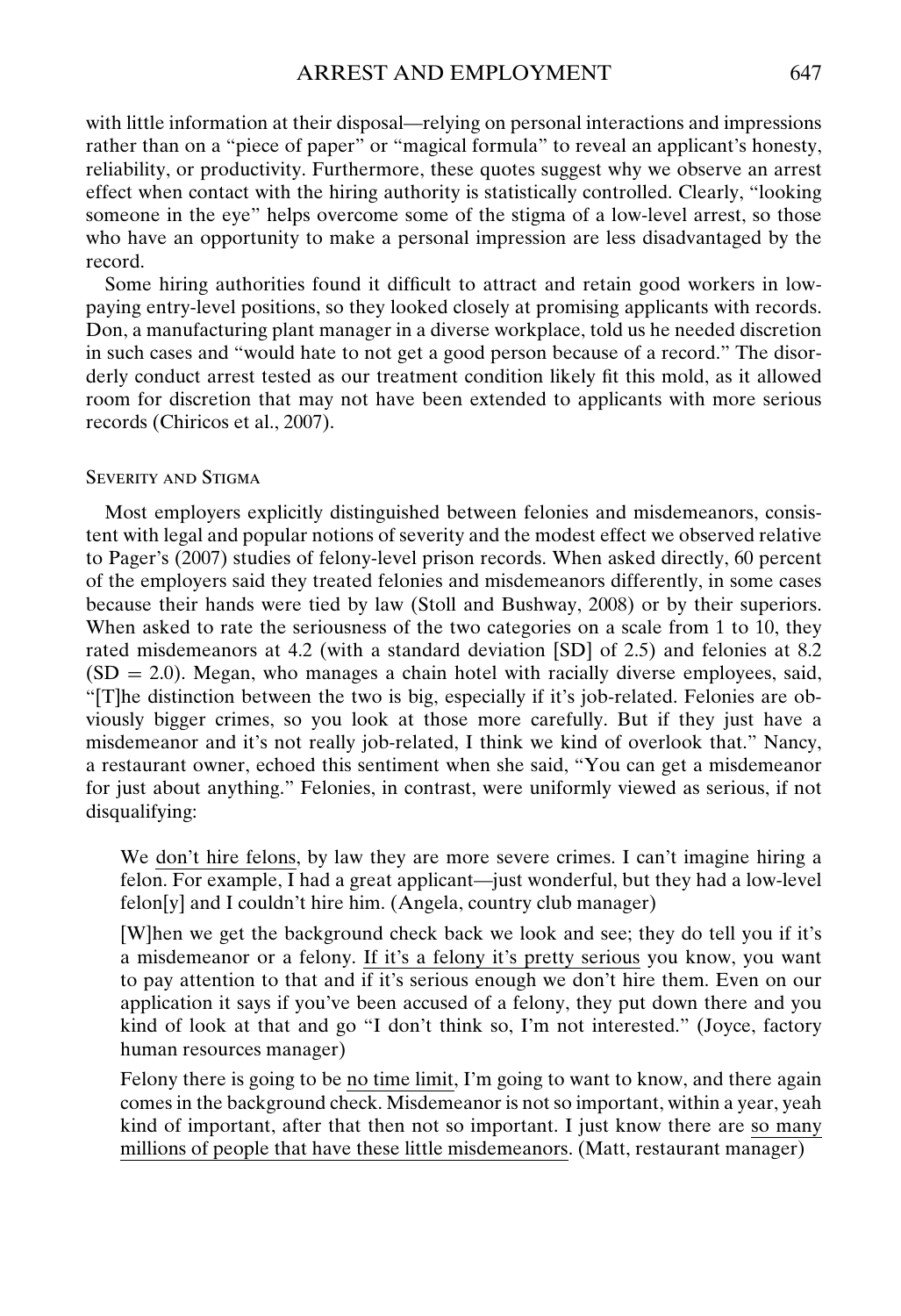with little information at their disposal—relying on personal interactions and impressions rather than on a "piece of paper" or "magical formula" to reveal an applicant's honesty, reliability, or productivity. Furthermore, these quotes suggest why we observe an arrest effect when contact with the hiring authority is statistically controlled. Clearly, "looking someone in the eye" helps overcome some of the stigma of a low-level arrest, so those who have an opportunity to make a personal impression are less disadvantaged by the record.

Some hiring authorities found it difficult to attract and retain good workers in low-paying entry-level positions, so they looked closely at promising applicants with records. Don, a manufacturing plant manager in a diverse workplace, told us he needed discretion in such cases and "would hate to not get a good person because of a record." The disorderly conduct arrest tested as our treatment condition likely fit this mold, as it allowed room for discretion that may not have been extended to applicants with more serious records (Chiricos et al., 2007).

### Severity and Stigma

Most employers explicitly distinguished between felonies and misdemeanors, consistent with legal and popular notions of severity and the modest effect we observed relative to Pager's (2007) studies of felony-level prison records. When asked directly, 60 percent of the employers said they treated felonies and misdemeanors differently, in some cases because their hands were tied by law (Stoll and Bushway, 2008) or by their superiors. When asked to rate the seriousness of the two categories on a scale from 1 to 10, they rated misdemeanors at 4.2 (with a standard deviation [SD] of 2.5) and felonies at 8.2 (SD = 2.0). Megan, who manages a chain hotel with racially diverse employees, said, "[T]he distinction between the two is big, especially if it's job-related. Felonies are obviously bigger crimes, so you look at those more carefully. But if they just have a misdemeanor and it's not really job-related, I think we kind of overlook that." Nancy, a restaurant owner, echoed this sentiment when she said, "You can get a misdemeanor for just about anything." Felonies, in contrast, were uniformly viewed as serious, if not disqualifying:

> We <u>don't hire felons</u>, by law they are more severe crimes. I can't imagine hiring a felon. For example, I had a great applicant—just wonderful, but they had a low-level felon[y] and I couldn't hire him. (Angela, country club manager)
>
> [W]hen we get the background check back we look and see; they do tell you if it's a misdemeanor or a felony. <u>If it's a felony it's pretty serious</u> you know, you want to pay attention to that and if it's serious enough we don't hire them. Even on our application it says if you've been accused of a felony, they put down there and you kind of look at that and go "I don't think so, I'm not interested." (Joyce, factory human resources manager)
>
> Felony there is going to be <u>no time limit</u>, I'm going to want to know, and there again comes in the background check. Misdemeanor is not so important, within a year, yeah kind of important, after that then not so important. I just know there are <u>so many millions of people that have these little misdemeanors</u>. (Matt, restaurant manager)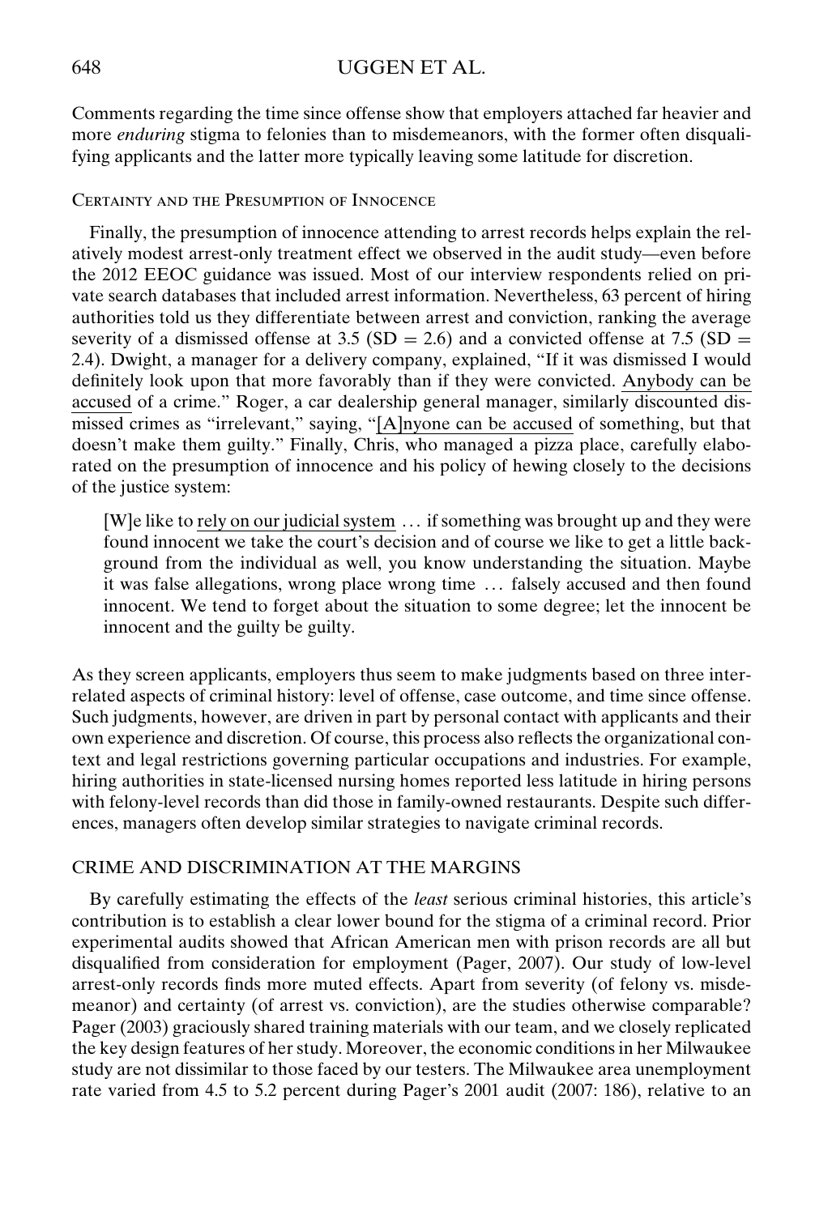Comments regarding the time since offense show that employers attached far heavier and more *enduring* stigma to felonies than to misdemeanors, with the former often disqualifying applicants and the latter more typically leaving some latitude for discretion.

### Certainty and the Presumption of Innocence

Finally, the presumption of innocence attending to arrest records helps explain the relatively modest arrest-only treatment effect we observed in the audit study—even before the 2012 EEOC guidance was issued. Most of our interview respondents relied on private search databases that included arrest information. Nevertheless, 63 percent of hiring authorities told us they differentiate between arrest and conviction, ranking the average severity of a dismissed offense at 3.5 (SD = 2.6) and a convicted offense at 7.5 (SD = 2.4). Dwight, a manager for a delivery company, explained, "If it was dismissed I would definitely look upon that more favorably than if they were convicted. Anybody can be accused of a crime." Roger, a car dealership general manager, similarly discounted dismissed crimes as "irrelevant," saying, "[A]nyone can be accused of something, but that doesn't make them guilty." Finally, Chris, who managed a pizza place, carefully elaborated on the presumption of innocence and his policy of hewing closely to the decisions of the justice system:

> [W]e like to rely on our judicial system ... if something was brought up and they were found innocent we take the court's decision and of course we like to get a little background from the individual as well, you know understanding the situation. Maybe it was false allegations, wrong place wrong time ... falsely accused and then found innocent. We tend to forget about the situation to some degree; let the innocent be innocent and the guilty be guilty.

As they screen applicants, employers thus seem to make judgments based on three interrelated aspects of criminal history: level of offense, case outcome, and time since offense. Such judgments, however, are driven in part by personal contact with applicants and their own experience and discretion. Of course, this process also reflects the organizational context and legal restrictions governing particular occupations and industries. For example, hiring authorities in state-licensed nursing homes reported less latitude in hiring persons with felony-level records than did those in family-owned restaurants. Despite such differences, managers often develop similar strategies to navigate criminal records.

## CRIME AND DISCRIMINATION AT THE MARGINS

By carefully estimating the effects of the *least* serious criminal histories, this article's contribution is to establish a clear lower bound for the stigma of a criminal record. Prior experimental audits showed that African American men with prison records are all but disqualified from consideration for employment (Pager, 2007). Our study of low-level arrest-only records finds more muted effects. Apart from severity (of felony vs. misdemeanor) and certainty (of arrest vs. conviction), are the studies otherwise comparable? Pager (2003) graciously shared training materials with our team, and we closely replicated the key design features of her study. Moreover, the economic conditions in her Milwaukee study are not dissimilar to those faced by our testers. The Milwaukee area unemployment rate varied from 4.5 to 5.2 percent during Pager's 2001 audit (2007: 186), relative to an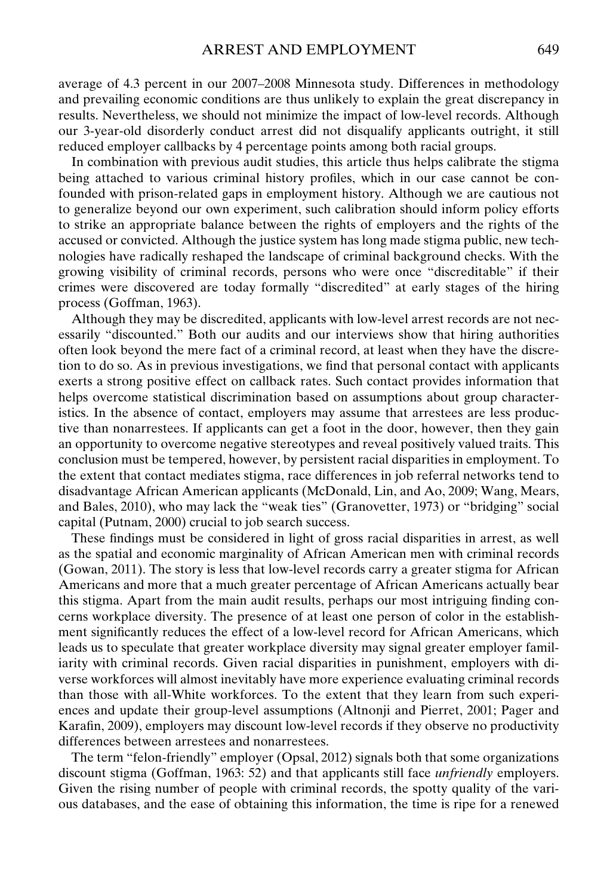average of 4.3 percent in our 2007–2008 Minnesota study. Differences in methodology and prevailing economic conditions are thus unlikely to explain the great discrepancy in results. Nevertheless, we should not minimize the impact of low-level records. Although our 3-year-old disorderly conduct arrest did not disqualify applicants outright, it still reduced employer callbacks by 4 percentage points among both racial groups.

In combination with previous audit studies, this article thus helps calibrate the stigma being attached to various criminal history profiles, which in our case cannot be confounded with prison-related gaps in employment history. Although we are cautious not to generalize beyond our own experiment, such calibration should inform policy efforts to strike an appropriate balance between the rights of employers and the rights of the accused or convicted. Although the justice system has long made stigma public, new technologies have radically reshaped the landscape of criminal background checks. With the growing visibility of criminal records, persons who were once "discreditable" if their crimes were discovered are today formally "discredited" at early stages of the hiring process (Goffman, 1963).

Although they may be discredited, applicants with low-level arrest records are not necessarily "discounted." Both our audits and our interviews show that hiring authorities often look beyond the mere fact of a criminal record, at least when they have the discretion to do so. As in previous investigations, we find that personal contact with applicants exerts a strong positive effect on callback rates. Such contact provides information that helps overcome statistical discrimination based on assumptions about group characteristics. In the absence of contact, employers may assume that arrestees are less productive than nonarrestees. If applicants can get a foot in the door, however, then they gain an opportunity to overcome negative stereotypes and reveal positively valued traits. This conclusion must be tempered, however, by persistent racial disparities in employment. To the extent that contact mediates stigma, race differences in job referral networks tend to disadvantage African American applicants (McDonald, Lin, and Ao, 2009; Wang, Mears, and Bales, 2010), who may lack the "weak ties" (Granovetter, 1973) or "bridging" social capital (Putnam, 2000) crucial to job search success.

These findings must be considered in light of gross racial disparities in arrest, as well as the spatial and economic marginality of African American men with criminal records (Gowan, 2011). The story is less that low-level records carry a greater stigma for African Americans and more that a much greater percentage of African Americans actually bear this stigma. Apart from the main audit results, perhaps our most intriguing finding concerns workplace diversity. The presence of at least one person of color in the establishment significantly reduces the effect of a low-level record for African Americans, which leads us to speculate that greater workplace diversity may signal greater employer familiarity with criminal records. Given racial disparities in punishment, employers with diverse workforces will almost inevitably have more experience evaluating criminal records than those with all-White workforces. To the extent that they learn from such experiences and update their group-level assumptions (Altnonji and Pierret, 2001; Pager and Karafin, 2009), employers may discount low-level records if they observe no productivity differences between arrestees and nonarrestees.

The term "felon-friendly" employer (Opsal, 2012) signals both that some organizations discount stigma (Goffman, 1963: 52) and that applicants still face *unfriendly* employers. Given the rising number of people with criminal records, the spotty quality of the various databases, and the ease of obtaining this information, the time is ripe for a renewed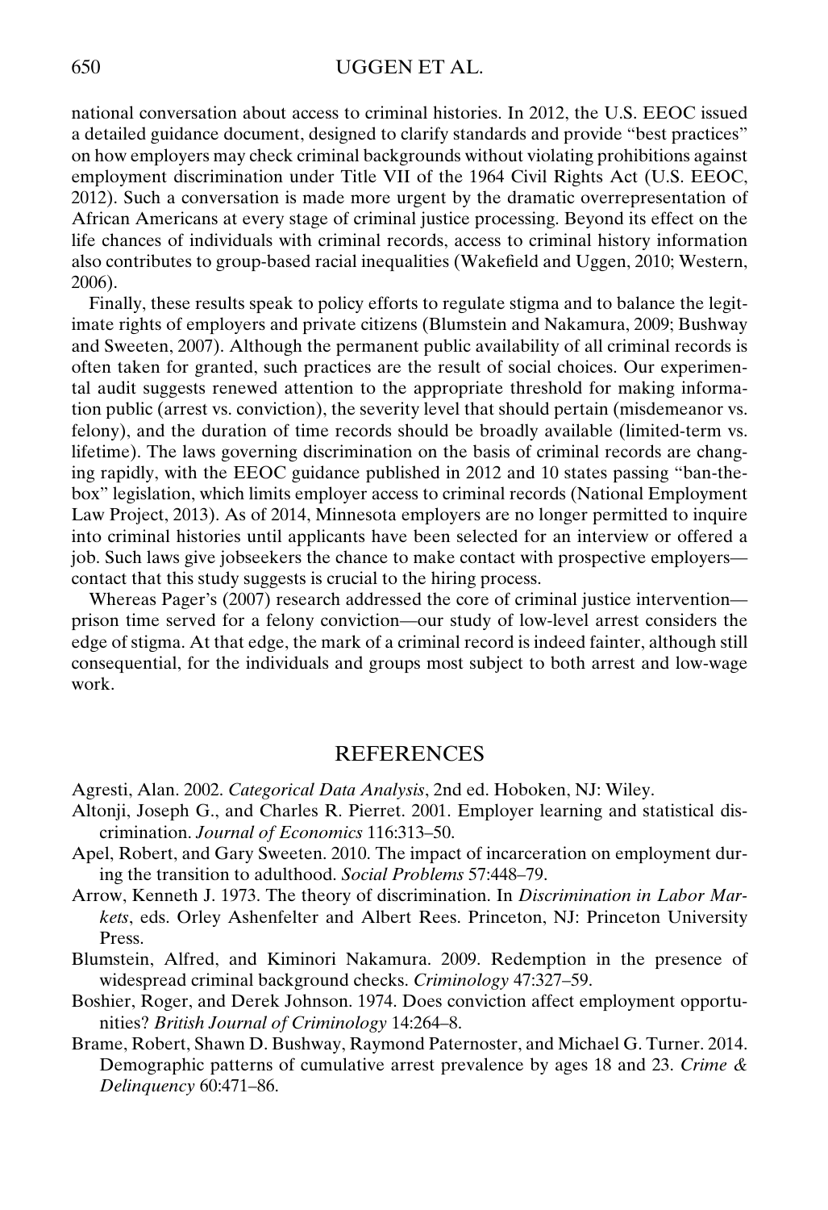national conversation about access to criminal histories. In 2012, the U.S. EEOC issued a detailed guidance document, designed to clarify standards and provide "best practices" on how employers may check criminal backgrounds without violating prohibitions against employment discrimination under Title VII of the 1964 Civil Rights Act (U.S. EEOC, 2012). Such a conversation is made more urgent by the dramatic overrepresentation of African Americans at every stage of criminal justice processing. Beyond its effect on the life chances of individuals with criminal records, access to criminal history information also contributes to group-based racial inequalities (Wakefield and Uggen, 2010; Western, 2006).

Finally, these results speak to policy efforts to regulate stigma and to balance the legitimate rights of employers and private citizens (Blumstein and Nakamura, 2009; Bushway and Sweeten, 2007). Although the permanent public availability of all criminal records is often taken for granted, such practices are the result of social choices. Our experimental audit suggests renewed attention to the appropriate threshold for making information public (arrest vs. conviction), the severity level that should pertain (misdemeanor vs. felony), and the duration of time records should be broadly available (limited-term vs. lifetime). The laws governing discrimination on the basis of criminal records are changing rapidly, with the EEOC guidance published in 2012 and 10 states passing "ban-the-box" legislation, which limits employer access to criminal records (National Employment Law Project, 2013). As of 2014, Minnesota employers are no longer permitted to inquire into criminal histories until applicants have been selected for an interview or offered a job. Such laws give jobseekers the chance to make contact with prospective employers—contact that this study suggests is crucial to the hiring process.

Whereas Pager's (2007) research addressed the core of criminal justice intervention—prison time served for a felony conviction—our study of low-level arrest considers the edge of stigma. At that edge, the mark of a criminal record is indeed fainter, although still consequential, for the individuals and groups most subject to both arrest and low-wage work.

## REFERENCES

Agresti, Alan. 2002. *Categorical Data Analysis*, 2nd ed. Hoboken, NJ: Wiley.

Altonji, Joseph G., and Charles R. Pierret. 2001. Employer learning and statistical discrimination. *Journal of Economics* 116:313–50.

Apel, Robert, and Gary Sweeten. 2010. The impact of incarceration on employment during the transition to adulthood. *Social Problems* 57:448–79.

Arrow, Kenneth J. 1973. The theory of discrimination. In *Discrimination in Labor Markets*, eds. Orley Ashenfelter and Albert Rees. Princeton, NJ: Princeton University Press.

Blumstein, Alfred, and Kiminori Nakamura. 2009. Redemption in the presence of widespread criminal background checks. *Criminology* 47:327–59.

Boshier, Roger, and Derek Johnson. 1974. Does conviction affect employment opportunities? *British Journal of Criminology* 14:264–8.

Brame, Robert, Shawn D. Bushway, Raymond Paternoster, and Michael G. Turner. 2014. Demographic patterns of cumulative arrest prevalence by ages 18 and 23. *Crime & Delinquency* 60:471–86.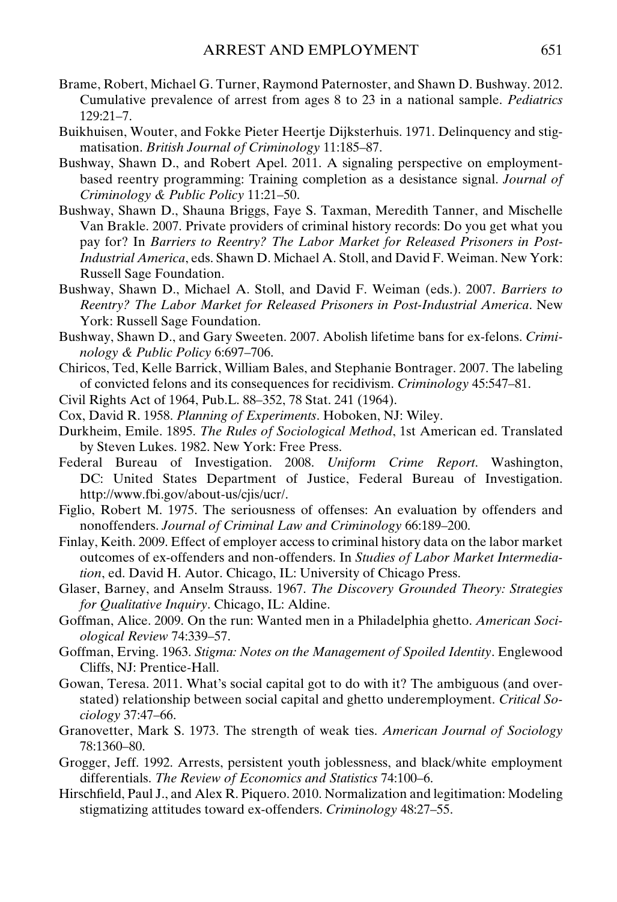Brame, Robert, Michael G. Turner, Raymond Paternoster, and Shawn D. Bushway. 2012. Cumulative prevalence of arrest from ages 8 to 23 in a national sample. *Pediatrics* 129:21–7.

Buikhuisen, Wouter, and Fokke Pieter Heertje Dijksterhuis. 1971. Delinquency and stigmatisation. *British Journal of Criminology* 11:185–87.

Bushway, Shawn D., and Robert Apel. 2011. A signaling perspective on employment-based reentry programming: Training completion as a desistance signal. *Journal of Criminology & Public Policy* 11:21–50.

Bushway, Shawn D., Shauna Briggs, Faye S. Taxman, Meredith Tanner, and Mischelle Van Brakle. 2007. Private providers of criminal history records: Do you get what you pay for? In *Barriers to Reentry? The Labor Market for Released Prisoners in Post-Industrial America*, eds. Shawn D. Michael A. Stoll, and David F. Weiman. New York: Russell Sage Foundation.

Bushway, Shawn D., Michael A. Stoll, and David F. Weiman (eds.). 2007. *Barriers to Reentry? The Labor Market for Released Prisoners in Post-Industrial America*. New York: Russell Sage Foundation.

Bushway, Shawn D., and Gary Sweeten. 2007. Abolish lifetime bans for ex-felons. *Criminology & Public Policy* 6:697–706.

Chiricos, Ted, Kelle Barrick, William Bales, and Stephanie Bontrager. 2007. The labeling of convicted felons and its consequences for recidivism. *Criminology* 45:547–81.

Civil Rights Act of 1964, Pub.L. 88–352, 78 Stat. 241 (1964).

Cox, David R. 1958. *Planning of Experiments*. Hoboken, NJ: Wiley.

Durkheim, Emile. 1895. *The Rules of Sociological Method*, 1st American ed. Translated by Steven Lukes. 1982. New York: Free Press.

Federal Bureau of Investigation. 2008. *Uniform Crime Report*. Washington, DC: United States Department of Justice, Federal Bureau of Investigation. http://www.fbi.gov/about-us/cjis/ucr/.

Figlio, Robert M. 1975. The seriousness of offenses: An evaluation by offenders and nonoffenders. *Journal of Criminal Law and Criminology* 66:189–200.

Finlay, Keith. 2009. Effect of employer access to criminal history data on the labor market outcomes of ex-offenders and non-offenders. In *Studies of Labor Market Intermediation*, ed. David H. Autor. Chicago, IL: University of Chicago Press.

Glaser, Barney, and Anselm Strauss. 1967. *The Discovery Grounded Theory: Strategies for Qualitative Inquiry*. Chicago, IL: Aldine.

Goffman, Alice. 2009. On the run: Wanted men in a Philadelphia ghetto. *American Sociological Review* 74:339–57.

Goffman, Erving. 1963. *Stigma: Notes on the Management of Spoiled Identity*. Englewood Cliffs, NJ: Prentice-Hall.

Gowan, Teresa. 2011. What's social capital got to do with it? The ambiguous (and overstated) relationship between social capital and ghetto underemployment. *Critical Sociology* 37:47–66.

Granovetter, Mark S. 1973. The strength of weak ties. *American Journal of Sociology* 78:1360–80.

Grogger, Jeff. 1992. Arrests, persistent youth joblessness, and black/white employment differentials. *The Review of Economics and Statistics* 74:100–6.

Hirschfield, Paul J., and Alex R. Piquero. 2010. Normalization and legitimation: Modeling stigmatizing attitudes toward ex-offenders. *Criminology* 48:27–55.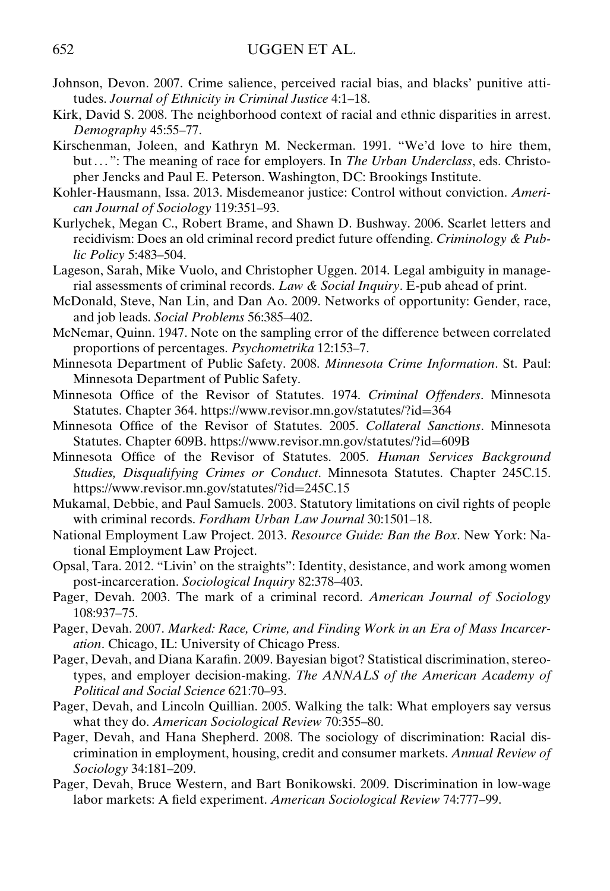Johnson, Devon. 2007. Crime salience, perceived racial bias, and blacks' punitive attitudes. *Journal of Ethnicity in Criminal Justice* 4:1–18.

Kirk, David S. 2008. The neighborhood context of racial and ethnic disparities in arrest. *Demography* 45:55–77.

Kirschenman, Joleen, and Kathryn M. Neckerman. 1991. "We'd love to hire them, but . . . ": The meaning of race for employers. In *The Urban Underclass*, eds. Christopher Jencks and Paul E. Peterson. Washington, DC: Brookings Institute.

Kohler-Hausmann, Issa. 2013. Misdemeanor justice: Control without conviction. *American Journal of Sociology* 119:351–93.

Kurlychek, Megan C., Robert Brame, and Shawn D. Bushway. 2006. Scarlet letters and recidivism: Does an old criminal record predict future offending. *Criminology & Public Policy* 5:483–504.

Lageson, Sarah, Mike Vuolo, and Christopher Uggen. 2014. Legal ambiguity in managerial assessments of criminal records. *Law & Social Inquiry*. E-pub ahead of print.

McDonald, Steve, Nan Lin, and Dan Ao. 2009. Networks of opportunity: Gender, race, and job leads. *Social Problems* 56:385–402.

McNemar, Quinn. 1947. Note on the sampling error of the difference between correlated proportions of percentages. *Psychometrika* 12:153–7.

Minnesota Department of Public Safety. 2008. *Minnesota Crime Information*. St. Paul: Minnesota Department of Public Safety.

Minnesota Office of the Revisor of Statutes. 1974. *Criminal Offenders*. Minnesota Statutes. Chapter 364. https://www.revisor.mn.gov/statutes/?id=364

Minnesota Office of the Revisor of Statutes. 2005. *Collateral Sanctions*. Minnesota Statutes. Chapter 609B. https://www.revisor.mn.gov/statutes/?id=609B

Minnesota Office of the Revisor of Statutes. 2005. *Human Services Background Studies, Disqualifying Crimes or Conduct*. Minnesota Statutes. Chapter 245C.15. https://www.revisor.mn.gov/statutes/?id=245C.15

Mukamal, Debbie, and Paul Samuels. 2003. Statutory limitations on civil rights of people with criminal records. *Fordham Urban Law Journal* 30:1501–18.

National Employment Law Project. 2013. *Resource Guide: Ban the Box*. New York: National Employment Law Project.

Opsal, Tara. 2012. "Livin' on the straights": Identity, desistance, and work among women post-incarceration. *Sociological Inquiry* 82:378–403.

Pager, Devah. 2003. The mark of a criminal record. *American Journal of Sociology* 108:937–75.

Pager, Devah. 2007. *Marked: Race, Crime, and Finding Work in an Era of Mass Incarceration*. Chicago, IL: University of Chicago Press.

Pager, Devah, and Diana Karafin. 2009. Bayesian bigot? Statistical discrimination, stereotypes, and employer decision-making. *The ANNALS of the American Academy of Political and Social Science* 621:70–93.

Pager, Devah, and Lincoln Quillian. 2005. Walking the talk: What employers say versus what they do. *American Sociological Review* 70:355–80.

Pager, Devah, and Hana Shepherd. 2008. The sociology of discrimination: Racial discrimination in employment, housing, credit and consumer markets. *Annual Review of Sociology* 34:181–209.

Pager, Devah, Bruce Western, and Bart Bonikowski. 2009. Discrimination in low-wage labor markets: A field experiment. *American Sociological Review* 74:777–99.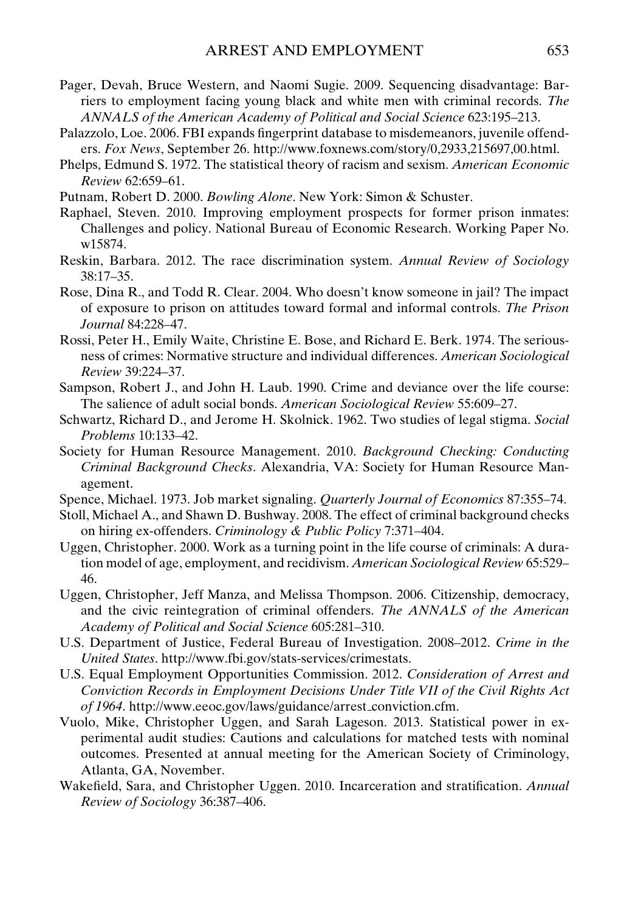Pager, Devah, Bruce Western, and Naomi Sugie. 2009. Sequencing disadvantage: Barriers to employment facing young black and white men with criminal records. *The ANNALS of the American Academy of Political and Social Science* 623:195–213.

Palazzolo, Loe. 2006. FBI expands fingerprint database to misdemeanors, juvenile offenders. *Fox News*, September 26. http://www.foxnews.com/story/0,2933,215697,00.html.

Phelps, Edmund S. 1972. The statistical theory of racism and sexism. *American Economic Review* 62:659–61.

Putnam, Robert D. 2000. *Bowling Alone*. New York: Simon & Schuster.

Raphael, Steven. 2010. Improving employment prospects for former prison inmates: Challenges and policy. National Bureau of Economic Research. Working Paper No. w15874.

Reskin, Barbara. 2012. The race discrimination system. *Annual Review of Sociology* 38:17–35.

Rose, Dina R., and Todd R. Clear. 2004. Who doesn't know someone in jail? The impact of exposure to prison on attitudes toward formal and informal controls. *The Prison Journal* 84:228–47.

Rossi, Peter H., Emily Waite, Christine E. Bose, and Richard E. Berk. 1974. The seriousness of crimes: Normative structure and individual differences. *American Sociological Review* 39:224–37.

Sampson, Robert J., and John H. Laub. 1990. Crime and deviance over the life course: The salience of adult social bonds. *American Sociological Review* 55:609–27.

Schwartz, Richard D., and Jerome H. Skolnick. 1962. Two studies of legal stigma. *Social Problems* 10:133–42.

Society for Human Resource Management. 2010. *Background Checking: Conducting Criminal Background Checks*. Alexandria, VA: Society for Human Resource Management.

Spence, Michael. 1973. Job market signaling. *Quarterly Journal of Economics* 87:355–74.

Stoll, Michael A., and Shawn D. Bushway. 2008. The effect of criminal background checks on hiring ex-offenders. *Criminology & Public Policy* 7:371–404.

Uggen, Christopher. 2000. Work as a turning point in the life course of criminals: A duration model of age, employment, and recidivism. *American Sociological Review* 65:529–46.

Uggen, Christopher, Jeff Manza, and Melissa Thompson. 2006. Citizenship, democracy, and the civic reintegration of criminal offenders. *The ANNALS of the American Academy of Political and Social Science* 605:281–310.

U.S. Department of Justice, Federal Bureau of Investigation. 2008–2012. *Crime in the United States*. http://www.fbi.gov/stats-services/crimestats.

U.S. Equal Employment Opportunities Commission. 2012. *Consideration of Arrest and Conviction Records in Employment Decisions Under Title VII of the Civil Rights Act of 1964*. http://www.eeoc.gov/laws/guidance/arrest_conviction.cfm.

Vuolo, Mike, Christopher Uggen, and Sarah Lageson. 2013. Statistical power in experimental audit studies: Cautions and calculations for matched tests with nominal outcomes. Presented at annual meeting for the American Society of Criminology, Atlanta, GA, November.

Wakefield, Sara, and Christopher Uggen. 2010. Incarceration and stratification. *Annual Review of Sociology* 36:387–406.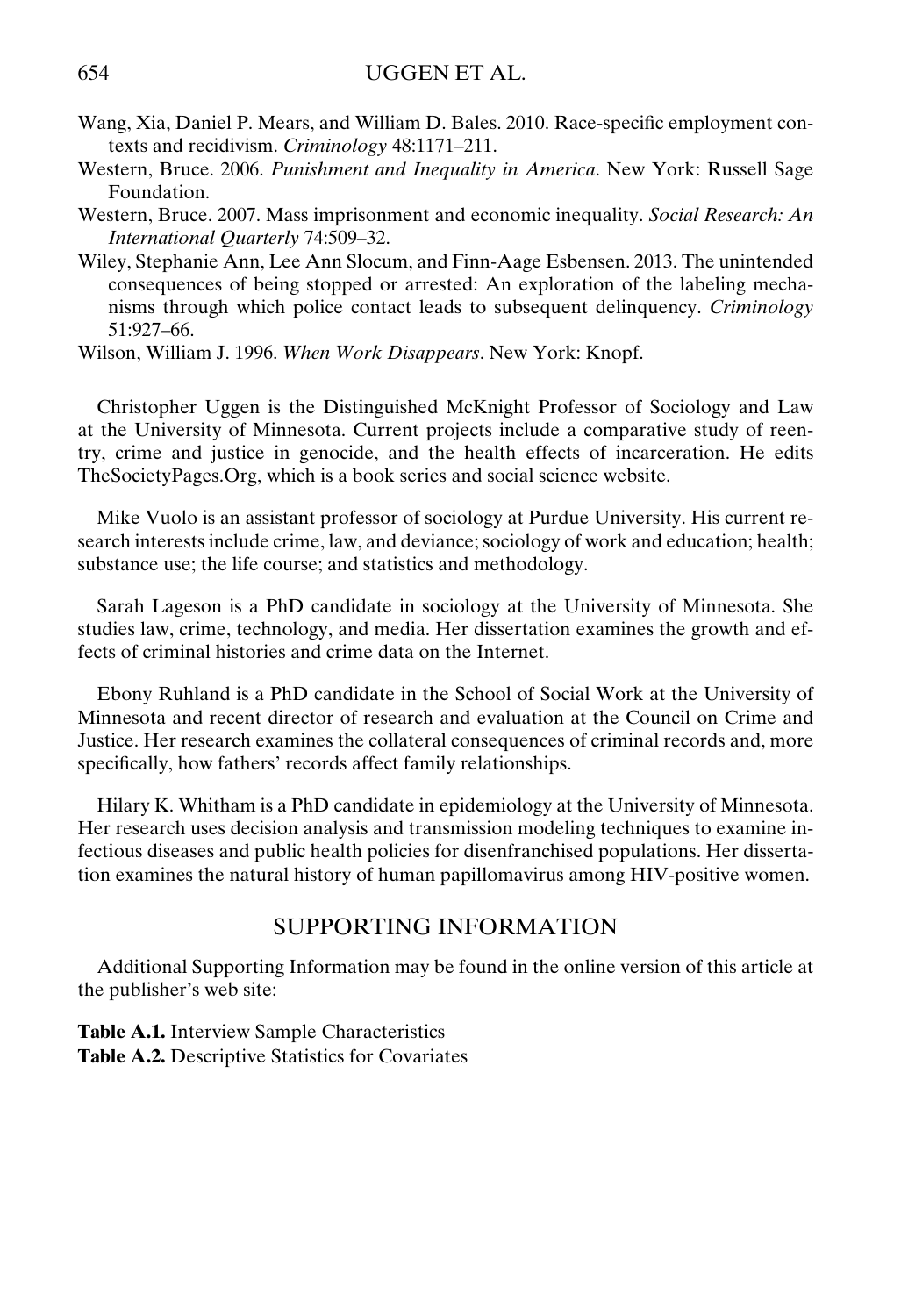Wang, Xia, Daniel P. Mears, and William D. Bales. 2010. Race-specific employment contexts and recidivism. *Criminology* 48:1171–211.

Western, Bruce. 2006. *Punishment and Inequality in America*. New York: Russell Sage Foundation.

Western, Bruce. 2007. Mass imprisonment and economic inequality. *Social Research: An International Quarterly* 74:509–32.

Wiley, Stephanie Ann, Lee Ann Slocum, and Finn-Aage Esbensen. 2013. The unintended consequences of being stopped or arrested: An exploration of the labeling mechanisms through which police contact leads to subsequent delinquency. *Criminology* 51:927–66.

Wilson, William J. 1996. *When Work Disappears*. New York: Knopf.

Christopher Uggen is the Distinguished McKnight Professor of Sociology and Law at the University of Minnesota. Current projects include a comparative study of reentry, crime and justice in genocide, and the health effects of incarceration. He edits TheSocietyPages.Org, which is a book series and social science website.

Mike Vuolo is an assistant professor of sociology at Purdue University. His current research interests include crime, law, and deviance; sociology of work and education; health; substance use; the life course; and statistics and methodology.

Sarah Lageson is a PhD candidate in sociology at the University of Minnesota. She studies law, crime, technology, and media. Her dissertation examines the growth and effects of criminal histories and crime data on the Internet.

Ebony Ruhland is a PhD candidate in the School of Social Work at the University of Minnesota and recent director of research and evaluation at the Council on Crime and Justice. Her research examines the collateral consequences of criminal records and, more specifically, how fathers' records affect family relationships.

Hilary K. Whitham is a PhD candidate in epidemiology at the University of Minnesota. Her research uses decision analysis and transmission modeling techniques to examine infectious diseases and public health policies for disenfranchised populations. Her dissertation examines the natural history of human papillomavirus among HIV-positive women.

## SUPPORTING INFORMATION

Additional Supporting Information may be found in the online version of this article at the publisher's web site:

**Table A.1.** Interview Sample Characteristics
**Table A.2.** Descriptive Statistics for Covariates